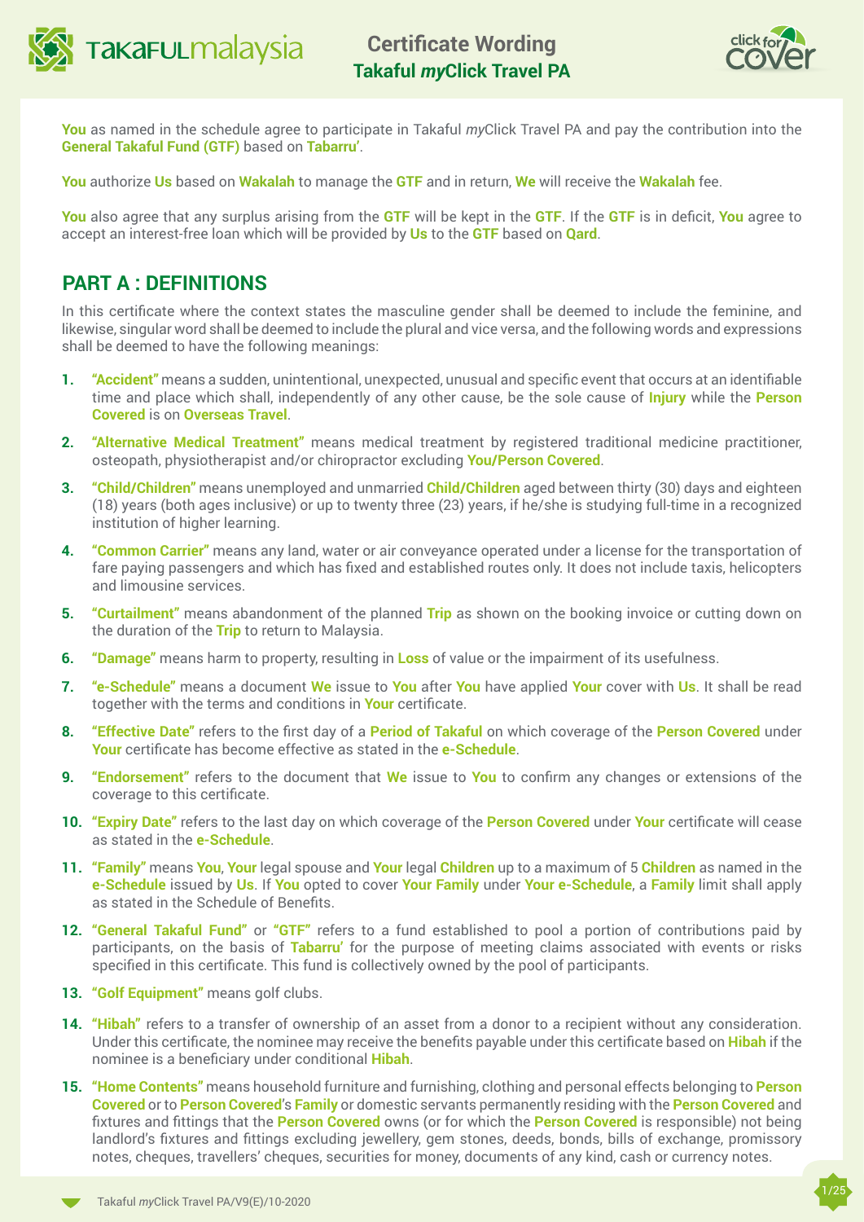# Certificate Wording
## Takaful *my*Click Travel PA

**You** as named in the schedule agree to participate in Takaful *my*Click Travel PA and pay the contribution into the **General Takaful Fund (GTF)** based on **Tabarru'**.

**You** authorize **Us** based on **Wakalah** to manage the **GTF** and in return, **We** will receive the **Wakalah** fee.

**You** also agree that any surplus arising from the **GTF** will be kept in the **GTF**. If the **GTF** is in deficit, **You** agree to accept an interest-free loan which will be provided by **Us** to the **GTF** based on **Qard**.

## PART A : DEFINITIONS

In this certificate where the context states the masculine gender shall be deemed to include the feminine, and likewise, singular word shall be deemed to include the plural and vice versa, and the following words and expressions shall be deemed to have the following meanings:

1. **"Accident"** means a sudden, unintentional, unexpected, unusual and specific event that occurs at an identifiable time and place which shall, independently of any other cause, be the sole cause of **Injury** while the **Person Covered** is on **Overseas Travel**.
2. **"Alternative Medical Treatment"** means medical treatment by registered traditional medicine practitioner, osteopath, physiotherapist and/or chiropractor excluding **You/Person Covered**.
3. **"Child/Children"** means unemployed and unmarried **Child/Children** aged between thirty (30) days and eighteen (18) years (both ages inclusive) or up to twenty three (23) years, if he/she is studying full-time in a recognized institution of higher learning.
4. **"Common Carrier"** means any land, water or air conveyance operated under a license for the transportation of fare paying passengers and which has fixed and established routes only. It does not include taxis, helicopters and limousine services.
5. **"Curtailment"** means abandonment of the planned **Trip** as shown on the booking invoice or cutting down on the duration of the **Trip** to return to Malaysia.
6. **"Damage"** means harm to property, resulting in **Loss** of value or the impairment of its usefulness.
7. **"e-Schedule"** means a document **We** issue to **You** after **You** have applied **Your** cover with **Us**. It shall be read together with the terms and conditions in **Your** certificate.
8. **"Effective Date"** refers to the first day of a **Period of Takaful** on which coverage of the **Person Covered** under **Your** certificate has become effective as stated in the **e-Schedule**.
9. **"Endorsement"** refers to the document that **We** issue to **You** to confirm any changes or extensions of the coverage to this certificate.
10. **"Expiry Date"** refers to the last day on which coverage of the **Person Covered** under **Your** certificate will cease as stated in the **e-Schedule**.
11. **"Family"** means **You**, **Your** legal spouse and **Your** legal **Children** up to a maximum of 5 **Children** as named in the **e-Schedule** issued by **Us**. If **You** opted to cover **Your Family** under **Your e-Schedule**, a **Family** limit shall apply as stated in the Schedule of Benefits.
12. **"General Takaful Fund"** or **"GTF"** refers to a fund established to pool a portion of contributions paid by participants, on the basis of **Tabarru'** for the purpose of meeting claims associated with events or risks specified in this certificate. This fund is collectively owned by the pool of participants.
13. **"Golf Equipment"** means golf clubs.
14. **"Hibah"** refers to a transfer of ownership of an asset from a donor to a recipient without any consideration. Under this certificate, the nominee may receive the benefits payable under this certificate based on **Hibah** if the nominee is a beneficiary under conditional **Hibah**.
15. **"Home Contents"** means household furniture and furnishing, clothing and personal effects belonging to **Person Covered** or to **Person Covered**'s **Family** or domestic servants permanently residing with the **Person Covered** and fixtures and fittings that the **Person Covered** owns (or for which the **Person Covered** is responsible) not being landlord's fixtures and fittings excluding jewellery, gem stones, deeds, bonds, bills of exchange, promissory notes, cheques, travellers' cheques, securities for money, documents of any kind, cash or currency notes.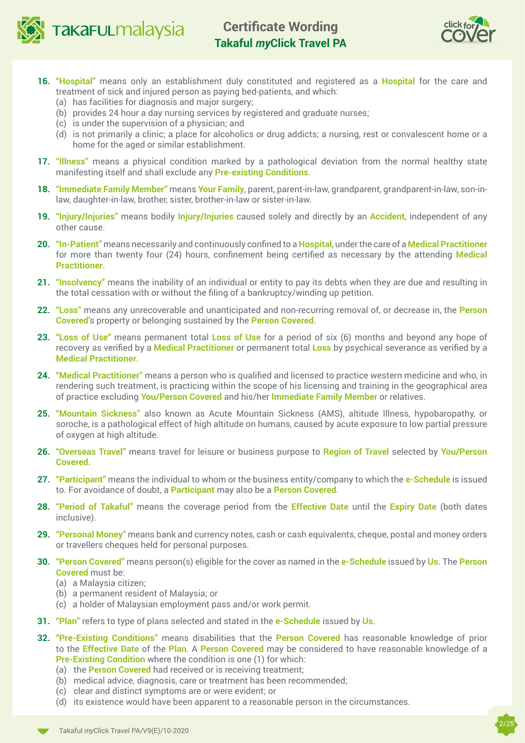16. **"Hospital"** means only an establishment duly constituted and registered as a **Hospital** for the care and treatment of sick and injured person as paying bed-patients, and which:
    (a) has facilities for diagnosis and major surgery;
    (b) provides 24 hour a day nursing services by registered and graduate nurses;
    (c) is under the supervision of a physician; and
    (d) is not primarily a clinic; a place for alcoholics or drug addicts; a nursing, rest or convalescent home or a home for the aged or similar establishment.

17. **"Illness"** means a physical condition marked by a pathological deviation from the normal healthy state manifesting itself and shall exclude any **Pre-existing Conditions**.

18. **"Immediate Family Member"** means **Your Family**, parent, parent-in-law, grandparent, grandparent-in-law, son-in-law, daughter-in-law, brother, sister, brother-in-law or sister-in-law.

19. **"Injury/Injuries"** means bodily **Injury/Injuries** caused solely and directly by an **Accident**, independent of any other cause.

20. **"In-Patient"** means necessarily and continuously confined to a **Hospital**, under the care of a **Medical Practitioner** for more than twenty four (24) hours, confinement being certified as necessary by the attending **Medical Practitioner**.

21. **"Insolvency"** means the inability of an individual or entity to pay its debts when they are due and resulting in the total cessation with or without the filing of a bankruptcy/winding up petition.

22. **"Loss"** means any unrecoverable and unanticipated and non-recurring removal of, or decrease in, the **Person Covered**'s property or belonging sustained by the **Person Covered**.

23. **"Loss of Use"** means permanent total **Loss of Use** for a period of six (6) months and beyond any hope of recovery as verified by a **Medical Practitioner** or permanent total **Loss** by psychical severance as verified by a **Medical Practitioner**.

24. **"Medical Practitioner"** means a person who is qualified and licensed to practice western medicine and who, in rendering such treatment, is practicing within the scope of his licensing and training in the geographical area of practice excluding **You/Person Covered** and his/her **Immediate Family Member** or relatives.

25. **"Mountain Sickness"** also known as Acute Mountain Sickness (AMS), altitude Illness, hypobaropathy, or soroche, is a pathological effect of high altitude on humans, caused by acute exposure to low partial pressure of oxygen at high altitude.

26. **"Overseas Travel"** means travel for leisure or business purpose to **Region of Travel** selected by **You/Person Covered**.

27. **"Participant"** means the individual to whom or the business entity/company to which the **e-Schedule** is issued to. For avoidance of doubt, a **Participant** may also be a **Person Covered**.

28. **"Period of Takaful"** means the coverage period from the **Effective Date** until the **Expiry Date** (both dates inclusive).

29. **"Personal Money"** means bank and currency notes, cash or cash equivalents, cheque, postal and money orders or travellers cheques held for personal purposes.

30. **"Person Covered"** means person(s) eligible for the cover as named in the **e-Schedule** issued by **Us**. The **Person Covered** must be:
    (a) a Malaysia citizen;
    (b) a permanent resident of Malaysia; or
    (c) a holder of Malaysian employment pass and/or work permit.

31. **"Plan"** refers to type of plans selected and stated in the **e-Schedule** issued by **Us**.

32. **"Pre-Existing Conditions"** means disabilities that the **Person Covered** has reasonable knowledge of prior to the **Effective Date** of the **Plan**. A **Person Covered** may be considered to have reasonable knowledge of a **Pre-Existing Condition** where the condition is one (1) for which:
    (a) the **Person Covered** had received or is receiving treatment;
    (b) medical advice, diagnosis, care or treatment has been recommended;
    (c) clear and distinct symptoms are or were evident; or
    (d) its existence would have been apparent to a reasonable person in the circumstances.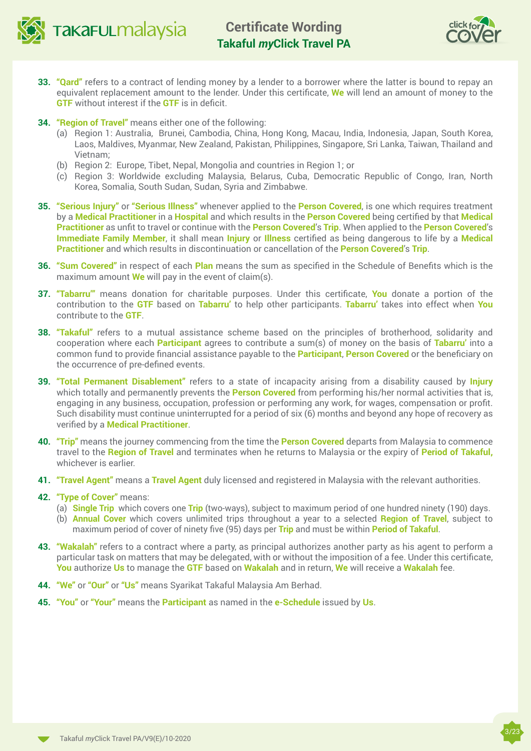33. **"Qard"** refers to a contract of lending money by a lender to a borrower where the latter is bound to repay an equivalent replacement amount to the lender. Under this certificate, **We** will lend an amount of money to the **GTF** without interest if the **GTF** is in deficit.

34. **"Region of Travel"** means either one of the following:
    (a) Region 1: Australia, Brunei, Cambodia, China, Hong Kong, Macau, India, Indonesia, Japan, South Korea, Laos, Maldives, Myanmar, New Zealand, Pakistan, Philippines, Singapore, Sri Lanka, Taiwan, Thailand and Vietnam;
    (b) Region 2: Europe, Tibet, Nepal, Mongolia and countries in Region 1; or
    (c) Region 3: Worldwide excluding Malaysia, Belarus, Cuba, Democratic Republic of Congo, Iran, North Korea, Somalia, South Sudan, Sudan, Syria and Zimbabwe.

35. **"Serious Injury"** or **"Serious Illness"** whenever applied to the **Person Covered**, is one which requires treatment by a **Medical Practitioner** in a **Hospital** and which results in the **Person Covered** being certified by that **Medical Practitioner** as unfit to travel or continue with the **Person Covered**'s **Trip**. When applied to the **Person Covered**'s **Immediate Family Member**, it shall mean **Injury** or **Illness** certified as being dangerous to life by a **Medical Practitioner** and which results in discontinuation or cancellation of the **Person Covered**'s **Trip**.

36. **"Sum Covered"** in respect of each **Plan** means the sum as specified in the Schedule of Benefits which is the maximum amount **We** will pay in the event of claim(s).

37. **"Tabarru'"** means donation for charitable purposes. Under this certificate, **You** donate a portion of the contribution to the **GTF** based on **Tabarru'** to help other participants. **Tabarru'** takes into effect when **You** contribute to the **GTF**.

38. **"Takaful"** refers to a mutual assistance scheme based on the principles of brotherhood, solidarity and cooperation where each **Participant** agrees to contribute a sum(s) of money on the basis of **Tabarru'** into a common fund to provide financial assistance payable to the **Participant**, **Person Covered** or the beneficiary on the occurrence of pre-defined events.

39. **"Total Permanent Disablement"** refers to a state of incapacity arising from a disability caused by **Injury** which totally and permanently prevents the **Person Covered** from performing his/her normal activities that is, engaging in any business, occupation, profession or performing any work, for wages, compensation or profit. Such disability must continue uninterrupted for a period of six (6) months and beyond any hope of recovery as verified by a **Medical Practitioner**.

40. **"Trip"** means the journey commencing from the time the **Person Covered** departs from Malaysia to commence travel to the **Region of Travel** and terminates when he returns to Malaysia or the expiry of **Period of Takaful,** whichever is earlier.

41. **"Travel Agent"** means a **Travel Agent** duly licensed and registered in Malaysia with the relevant authorities.

42. **"Type of Cover"** means:
    (a) **Single Trip** which covers one **Trip** (two-ways), subject to maximum period of one hundred ninety (190) days.
    (b) **Annual Cover** which covers unlimited trips throughout a year to a selected **Region of Travel**, subject to maximum period of cover of ninety five (95) days per **Trip** and must be within **Period of Takaful**.

43. **"Wakalah"** refers to a contract where a party, as principal authorizes another party as his agent to perform a particular task on matters that may be delegated, with or without the imposition of a fee. Under this certificate, **You** authorize **Us** to manage the **GTF** based on **Wakalah** and in return, **We** will receive a **Wakalah** fee.

44. **"We"** or **"Our"** or **"Us"** means Syarikat Takaful Malaysia Am Berhad.

45. **"You"** or **"Your"** means the **Participant** as named in the **e-Schedule** issued by **Us**.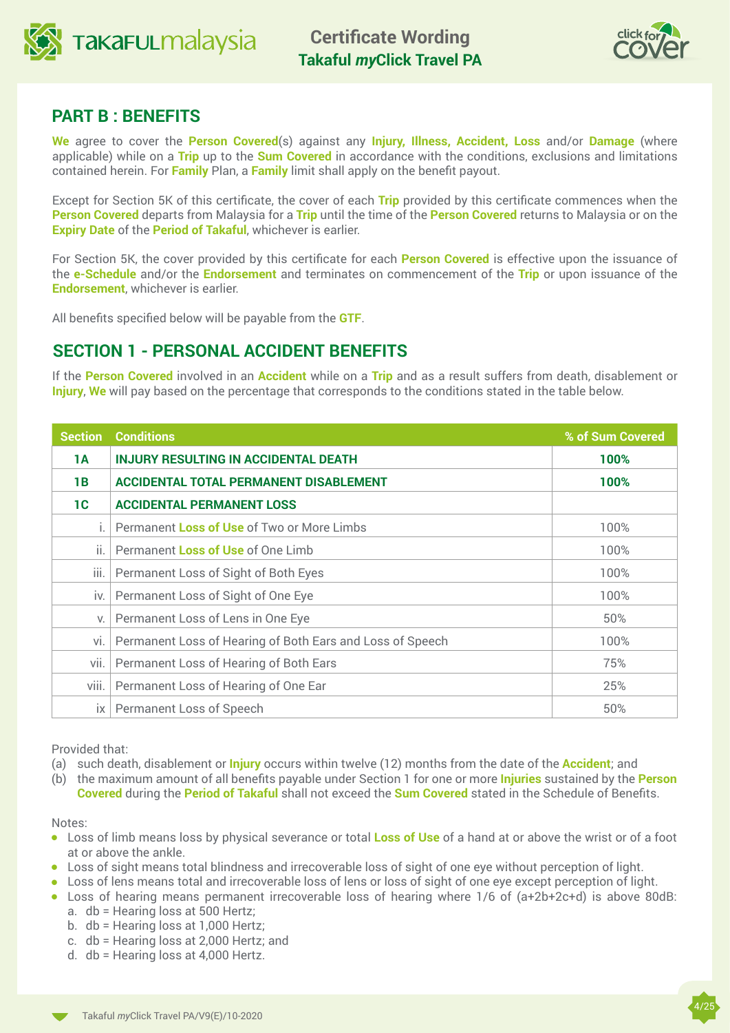## PART B : BENEFITS

**We** agree to cover the **Person Covered**(s) against any **Injury, Illness, Accident, Loss** and/or **Damage** (where applicable) while on a **Trip** up to the **Sum Covered** in accordance with the conditions, exclusions and limitations contained herein. For **Family** Plan, a **Family** limit shall apply on the benefit payout.

Except for Section 5K of this certificate, the cover of each **Trip** provided by this certificate commences when the **Person Covered** departs from Malaysia for a **Trip** until the time of the **Person Covered** returns to Malaysia or on the **Expiry Date** of the **Period of Takaful**, whichever is earlier.

For Section 5K, the cover provided by this certificate for each **Person Covered** is effective upon the issuance of the **e-Schedule** and/or the **Endorsement** and terminates on commencement of the **Trip** or upon issuance of the **Endorsement**, whichever is earlier.

All benefits specified below will be payable from the **GTF**.

## SECTION 1 - PERSONAL ACCIDENT BENEFITS

If the **Person Covered** involved in an **Accident** while on a **Trip** and as a result suffers from death, disablement or **Injury**, **We** will pay based on the percentage that corresponds to the conditions stated in the table below.

| Section | Conditions | % of Sum Covered |
|---|---|---|
| **1A** | **INJURY RESULTING IN ACCIDENTAL DEATH** | **100%** |
| **1B** | **ACCIDENTAL TOTAL PERMANENT DISABLEMENT** | **100%** |
| **1C** | **ACCIDENTAL PERMANENT LOSS** | |
| i. | Permanent **Loss of Use** of Two or More Limbs | 100% |
| ii. | Permanent **Loss of Use** of One Limb | 100% |
| iii. | Permanent Loss of Sight of Both Eyes | 100% |
| iv. | Permanent Loss of Sight of One Eye | 100% |
| v. | Permanent Loss of Lens in One Eye | 50% |
| vi. | Permanent Loss of Hearing of Both Ears and Loss of Speech | 100% |
| vii. | Permanent Loss of Hearing of Both Ears | 75% |
| viii. | Permanent Loss of Hearing of One Ear | 25% |
| ix | Permanent Loss of Speech | 50% |

Provided that:

(a) such death, disablement or **Injury** occurs within twelve (12) months from the date of the **Accident**; and

(b) the maximum amount of all benefits payable under Section 1 for one or more **Injuries** sustained by the **Person Covered** during the **Period of Takaful** shall not exceed the **Sum Covered** stated in the Schedule of Benefits.

Notes:

- Loss of limb means loss by physical severance or total **Loss of Use** of a hand at or above the wrist or of a foot at or above the ankle.
- Loss of sight means total blindness and irrecoverable loss of sight of one eye without perception of light.
- Loss of lens means total and irrecoverable loss of lens or loss of sight of one eye except perception of light.
- Loss of hearing means permanent irrecoverable loss of hearing where 1/6 of (a+2b+2c+d) is above 80dB:
  a. db = Hearing loss at 500 Hertz;
  b. db = Hearing loss at 1,000 Hertz;
  c. db = Hearing loss at 2,000 Hertz; and
  d. db = Hearing loss at 4,000 Hertz.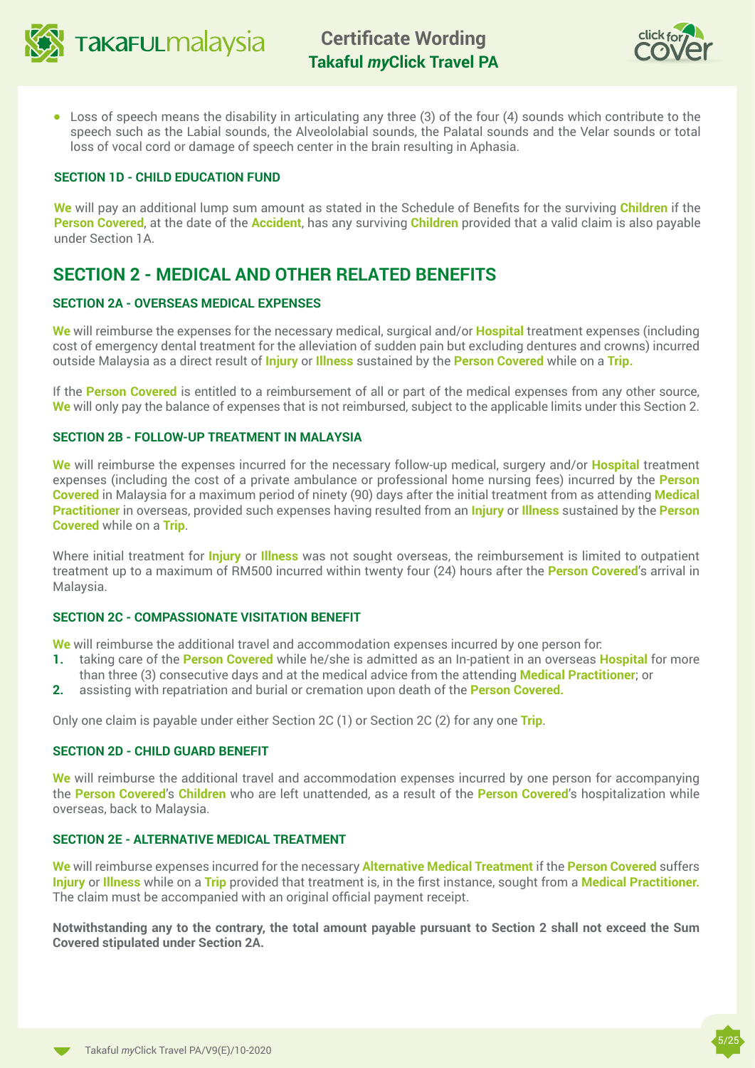- Loss of speech means the disability in articulating any three (3) of the four (4) sounds which contribute to the speech such as the Labial sounds, the Alveololabial sounds, the Palatal sounds and the Velar sounds or total loss of vocal cord or damage of speech center in the brain resulting in Aphasia.

#### SECTION 1D - CHILD EDUCATION FUND

**We** will pay an additional lump sum amount as stated in the Schedule of Benefits for the surviving **Children** if the **Person Covered**, at the date of the **Accident**, has any surviving **Children** provided that a valid claim is also payable under Section 1A.

## SECTION 2 - MEDICAL AND OTHER RELATED BENEFITS

#### SECTION 2A - OVERSEAS MEDICAL EXPENSES

**We** will reimburse the expenses for the necessary medical, surgical and/or **Hospital** treatment expenses (including cost of emergency dental treatment for the alleviation of sudden pain but excluding dentures and crowns) incurred outside Malaysia as a direct result of **Injury** or **Illness** sustained by the **Person Covered** while on a **Trip.**

If the **Person Covered** is entitled to a reimbursement of all or part of the medical expenses from any other source, **We** will only pay the balance of expenses that is not reimbursed, subject to the applicable limits under this Section 2.

#### SECTION 2B - FOLLOW-UP TREATMENT IN MALAYSIA

**We** will reimburse the expenses incurred for the necessary follow-up medical, surgery and/or **Hospital** treatment expenses (including the cost of a private ambulance or professional home nursing fees) incurred by the **Person Covered** in Malaysia for a maximum period of ninety (90) days after the initial treatment from as attending **Medical Practitioner** in overseas, provided such expenses having resulted from an **Injury** or **Illness** sustained by the **Person Covered** while on a **Trip**.

Where initial treatment for **Injury** or **Illness** was not sought overseas, the reimbursement is limited to outpatient treatment up to a maximum of RM500 incurred within twenty four (24) hours after the **Person Covered**'s arrival in Malaysia.

#### SECTION 2C - COMPASSIONATE VISITATION BENEFIT

**We** will reimburse the additional travel and accommodation expenses incurred by one person for:

1. taking care of the **Person Covered** while he/she is admitted as an In-patient in an overseas **Hospital** for more than three (3) consecutive days and at the medical advice from the attending **Medical Practitioner**; or
2. assisting with repatriation and burial or cremation upon death of the **Person Covered.**

Only one claim is payable under either Section 2C (1) or Section 2C (2) for any one **Trip**.

#### SECTION 2D - CHILD GUARD BENEFIT

**We** will reimburse the additional travel and accommodation expenses incurred by one person for accompanying the **Person Covered**'s **Children** who are left unattended, as a result of the **Person Covered**'s hospitalization while overseas, back to Malaysia.

#### SECTION 2E - ALTERNATIVE MEDICAL TREATMENT

**We** will reimburse expenses incurred for the necessary **Alternative Medical Treatment** if the **Person Covered** suffers **Injury** or **Illness** while on a **Trip** provided that treatment is, in the first instance, sought from a **Medical Practitioner.** The claim must be accompanied with an original official payment receipt.

**Notwithstanding any to the contrary, the total amount payable pursuant to Section 2 shall not exceed the Sum Covered stipulated under Section 2A.**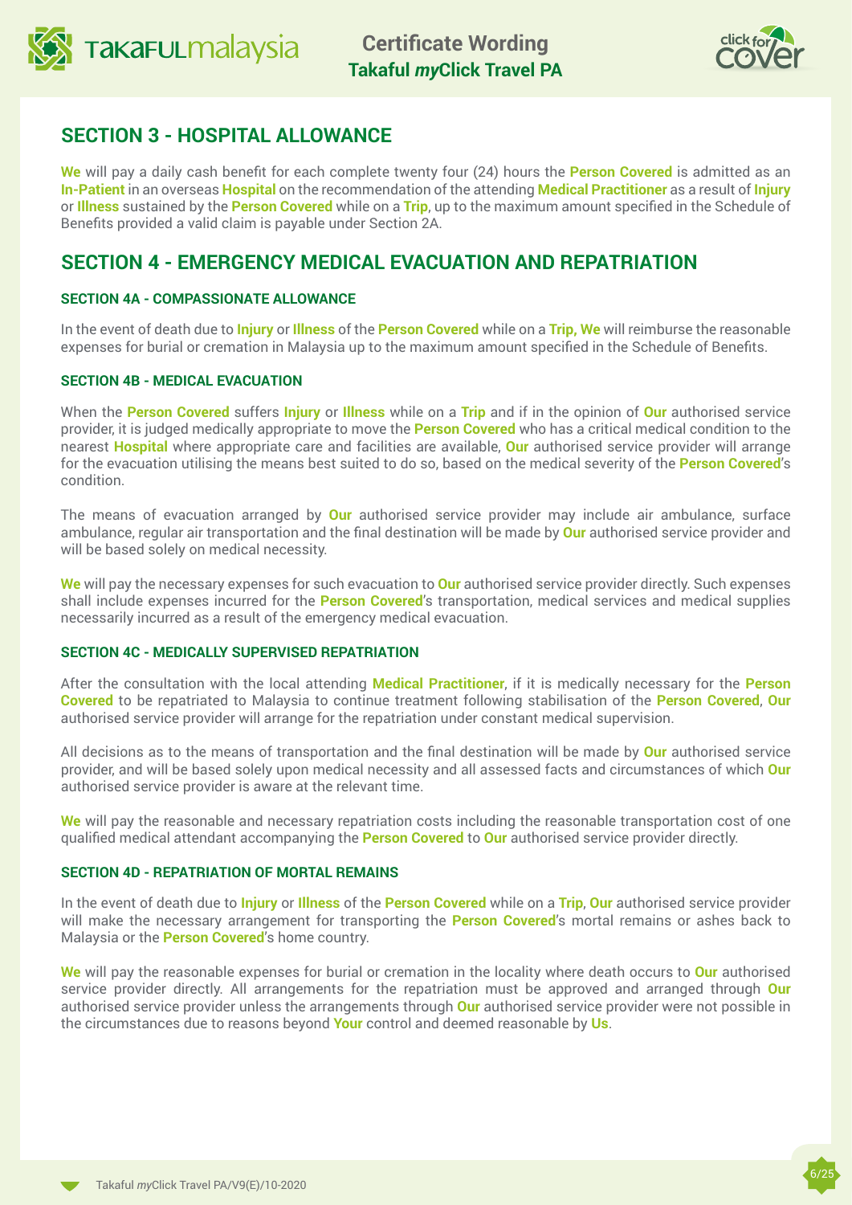## SECTION 3 - HOSPITAL ALLOWANCE

**We** will pay a daily cash benefit for each complete twenty four (24) hours the **Person Covered** is admitted as an **In-Patient** in an overseas **Hospital** on the recommendation of the attending **Medical Practitioner** as a result of **Injury** or **Illness** sustained by the **Person Covered** while on a **Trip**, up to the maximum amount specified in the Schedule of Benefits provided a valid claim is payable under Section 2A.

## SECTION 4 - EMERGENCY MEDICAL EVACUATION AND REPATRIATION

### SECTION 4A - COMPASSIONATE ALLOWANCE

In the event of death due to **Injury** or **Illness** of the **Person Covered** while on a **Trip, We** will reimburse the reasonable expenses for burial or cremation in Malaysia up to the maximum amount specified in the Schedule of Benefits.

### SECTION 4B - MEDICAL EVACUATION

When the **Person Covered** suffers **Injury** or **Illness** while on a **Trip** and if in the opinion of **Our** authorised service provider, it is judged medically appropriate to move the **Person Covered** who has a critical medical condition to the nearest **Hospital** where appropriate care and facilities are available, **Our** authorised service provider will arrange for the evacuation utilising the means best suited to do so, based on the medical severity of the **Person Covered**'s condition.

The means of evacuation arranged by **Our** authorised service provider may include air ambulance, surface ambulance, regular air transportation and the final destination will be made by **Our** authorised service provider and will be based solely on medical necessity.

**We** will pay the necessary expenses for such evacuation to **Our** authorised service provider directly. Such expenses shall include expenses incurred for the **Person Covered**'s transportation, medical services and medical supplies necessarily incurred as a result of the emergency medical evacuation.

### SECTION 4C - MEDICALLY SUPERVISED REPATRIATION

After the consultation with the local attending **Medical Practitioner**, if it is medically necessary for the **Person Covered** to be repatriated to Malaysia to continue treatment following stabilisation of the **Person Covered**, **Our** authorised service provider will arrange for the repatriation under constant medical supervision.

All decisions as to the means of transportation and the final destination will be made by **Our** authorised service provider, and will be based solely upon medical necessity and all assessed facts and circumstances of which **Our** authorised service provider is aware at the relevant time.

**We** will pay the reasonable and necessary repatriation costs including the reasonable transportation cost of one qualified medical attendant accompanying the **Person Covered** to **Our** authorised service provider directly.

### SECTION 4D - REPATRIATION OF MORTAL REMAINS

In the event of death due to **Injury** or **Illness** of the **Person Covered** while on a **Trip**, **Our** authorised service provider will make the necessary arrangement for transporting the **Person Covered**'s mortal remains or ashes back to Malaysia or the **Person Covered**'s home country.

**We** will pay the reasonable expenses for burial or cremation in the locality where death occurs to **Our** authorised service provider directly. All arrangements for the repatriation must be approved and arranged through **Our** authorised service provider unless the arrangements through **Our** authorised service provider were not possible in the circumstances due to reasons beyond **Your** control and deemed reasonable by **Us**.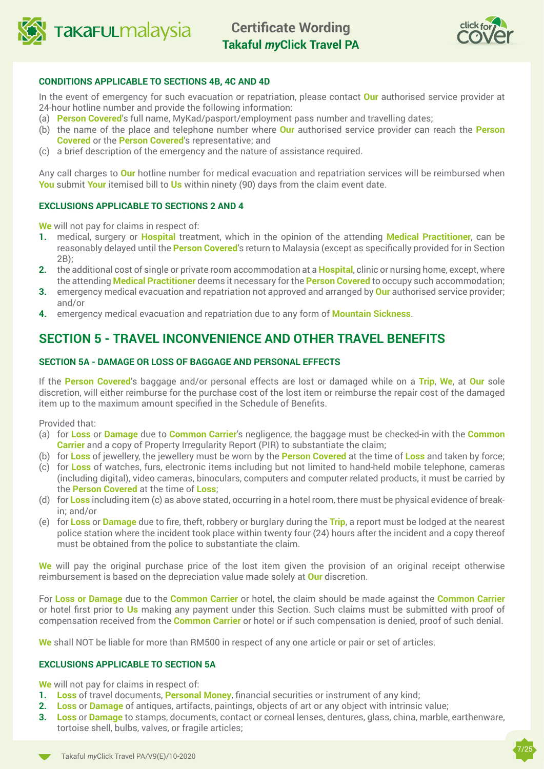#### CONDITIONS APPLICABLE TO SECTIONS 4B, 4C AND 4D

In the event of emergency for such evacuation or repatriation, please contact **Our** authorised service provider at 24-hour hotline number and provide the following information:

(a) **Person Covered**'s full name, MyKad/pasport/employment pass number and travelling dates;
(b) the name of the place and telephone number where **Our** authorised service provider can reach the **Person Covered** or the **Person Covered**'s representative; and
(c) a brief description of the emergency and the nature of assistance required.

Any call charges to **Our** hotline number for medical evacuation and repatriation services will be reimbursed when **You** submit **Your** itemised bill to **Us** within ninety (90) days from the claim event date.

#### EXCLUSIONS APPLICABLE TO SECTIONS 2 AND 4

**We** will not pay for claims in respect of:

1. medical, surgery or **Hospital** treatment, which in the opinion of the attending **Medical Practitioner**, can be reasonably delayed until the **Person Covered**'s return to Malaysia (except as specifically provided for in Section 2B);
2. the additional cost of single or private room accommodation at a **Hospital**, clinic or nursing home, except, where the attending **Medical Practitioner** deems it necessary for the **Person Covered** to occupy such accommodation;
3. emergency medical evacuation and repatriation not approved and arranged by **Our** authorised service provider; and/or
4. emergency medical evacuation and repatriation due to any form of **Mountain Sickness**.

## SECTION 5 - TRAVEL INCONVENIENCE AND OTHER TRAVEL BENEFITS

#### SECTION 5A - DAMAGE OR LOSS OF BAGGAGE AND PERSONAL EFFECTS

If the **Person Covered**'s baggage and/or personal effects are lost or damaged while on a **Trip**, **We**, at **Our** sole discretion, will either reimburse for the purchase cost of the lost item or reimburse the repair cost of the damaged item up to the maximum amount specified in the Schedule of Benefits.

Provided that:

(a) for **Loss** or **Damage** due to **Common Carrier**'s negligence, the baggage must be checked-in with the **Common Carrier** and a copy of Property Irregularity Report (PIR) to substantiate the claim;
(b) for **Loss** of jewellery, the jewellery must be worn by the **Person Covered** at the time of **Loss** and taken by force;
(c) for **Loss** of watches, furs, electronic items including but not limited to hand-held mobile telephone, cameras (including digital), video cameras, binoculars, computers and computer related products, it must be carried by the **Person Covered** at the time of **Loss**;
(d) for **Loss** including item (c) as above stated, occurring in a hotel room, there must be physical evidence of break-in; and/or
(e) for **Loss** or **Damage** due to fire, theft, robbery or burglary during the **Trip**, a report must be lodged at the nearest police station where the incident took place within twenty four (24) hours after the incident and a copy thereof must be obtained from the police to substantiate the claim.

**We** will pay the original purchase price of the lost item given the provision of an original receipt otherwise reimbursement is based on the depreciation value made solely at **Our** discretion.

For **Loss or Damage** due to the **Common Carrier** or hotel, the claim should be made against the **Common Carrier** or hotel first prior to **Us** making any payment under this Section. Such claims must be submitted with proof of compensation received from the **Common Carrier** or hotel or if such compensation is denied, proof of such denial.

**We** shall NOT be liable for more than RM500 in respect of any one article or pair or set of articles.

#### EXCLUSIONS APPLICABLE TO SECTION 5A

**We** will not pay for claims in respect of:

1. **Loss** of travel documents, **Personal Money**, financial securities or instrument of any kind;
2. **Loss** or **Damage** of antiques, artifacts, paintings, objects of art or any object with intrinsic value;
3. **Loss** or **Damage** to stamps, documents, contact or corneal lenses, dentures, glass, china, marble, earthenware, tortoise shell, bulbs, valves, or fragile articles;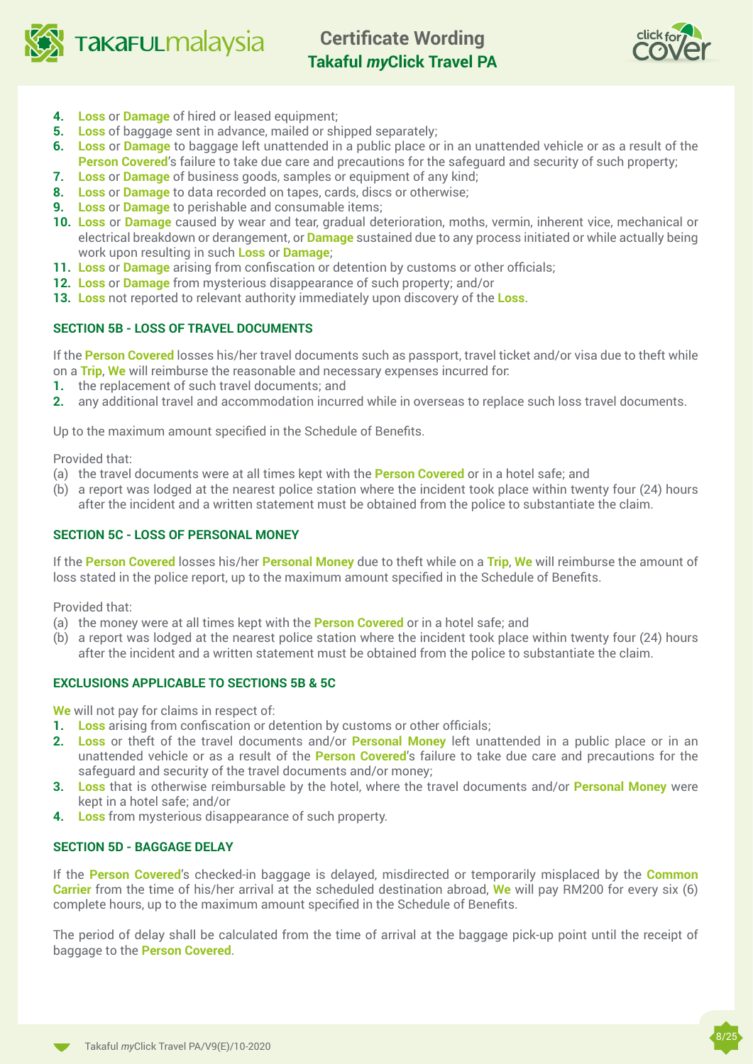4. **Loss** or **Damage** of hired or leased equipment;
5. **Loss** of baggage sent in advance, mailed or shipped separately;
6. **Loss** or **Damage** to baggage left unattended in a public place or in an unattended vehicle or as a result of the **Person Covered**'s failure to take due care and precautions for the safeguard and security of such property;
7. **Loss** or **Damage** of business goods, samples or equipment of any kind;
8. **Loss** or **Damage** to data recorded on tapes, cards, discs or otherwise;
9. **Loss** or **Damage** to perishable and consumable items;
10. **Loss** or **Damage** caused by wear and tear, gradual deterioration, moths, vermin, inherent vice, mechanical or electrical breakdown or derangement, or **Damage** sustained due to any process initiated or while actually being work upon resulting in such **Loss** or **Damage**;
11. **Loss** or **Damage** arising from confiscation or detention by customs or other officials;
12. **Loss** or **Damage** from mysterious disappearance of such property; and/or
13. **Loss** not reported to relevant authority immediately upon discovery of the **Loss**.

### SECTION 5B - LOSS OF TRAVEL DOCUMENTS

If the **Person Covered** losses his/her travel documents such as passport, travel ticket and/or visa due to theft while on a **Trip**, **We** will reimburse the reasonable and necessary expenses incurred for:

1. the replacement of such travel documents; and
2. any additional travel and accommodation incurred while in overseas to replace such loss travel documents.

Up to the maximum amount specified in the Schedule of Benefits.

Provided that:

(a) the travel documents were at all times kept with the **Person Covered** or in a hotel safe; and
(b) a report was lodged at the nearest police station where the incident took place within twenty four (24) hours after the incident and a written statement must be obtained from the police to substantiate the claim.

### SECTION 5C - LOSS OF PERSONAL MONEY

If the **Person Covered** losses his/her **Personal Money** due to theft while on a **Trip**, **We** will reimburse the amount of loss stated in the police report, up to the maximum amount specified in the Schedule of Benefits.

Provided that:

(a) the money were at all times kept with the **Person Covered** or in a hotel safe; and
(b) a report was lodged at the nearest police station where the incident took place within twenty four (24) hours after the incident and a written statement must be obtained from the police to substantiate the claim.

### EXCLUSIONS APPLICABLE TO SECTIONS 5B & 5C

**We** will not pay for claims in respect of:

1. **Loss** arising from confiscation or detention by customs or other officials;
2. **Loss** or theft of the travel documents and/or **Personal Money** left unattended in a public place or in an unattended vehicle or as a result of the **Person Covered**'s failure to take due care and precautions for the safeguard and security of the travel documents and/or money;
3. **Loss** that is otherwise reimbursable by the hotel, where the travel documents and/or **Personal Money** were kept in a hotel safe; and/or
4. **Loss** from mysterious disappearance of such property.

### SECTION 5D - BAGGAGE DELAY

If the **Person Covered**'s checked-in baggage is delayed, misdirected or temporarily misplaced by the **Common Carrier** from the time of his/her arrival at the scheduled destination abroad, **We** will pay RM200 for every six (6) complete hours, up to the maximum amount specified in the Schedule of Benefits.

The period of delay shall be calculated from the time of arrival at the baggage pick-up point until the receipt of baggage to the **Person Covered**.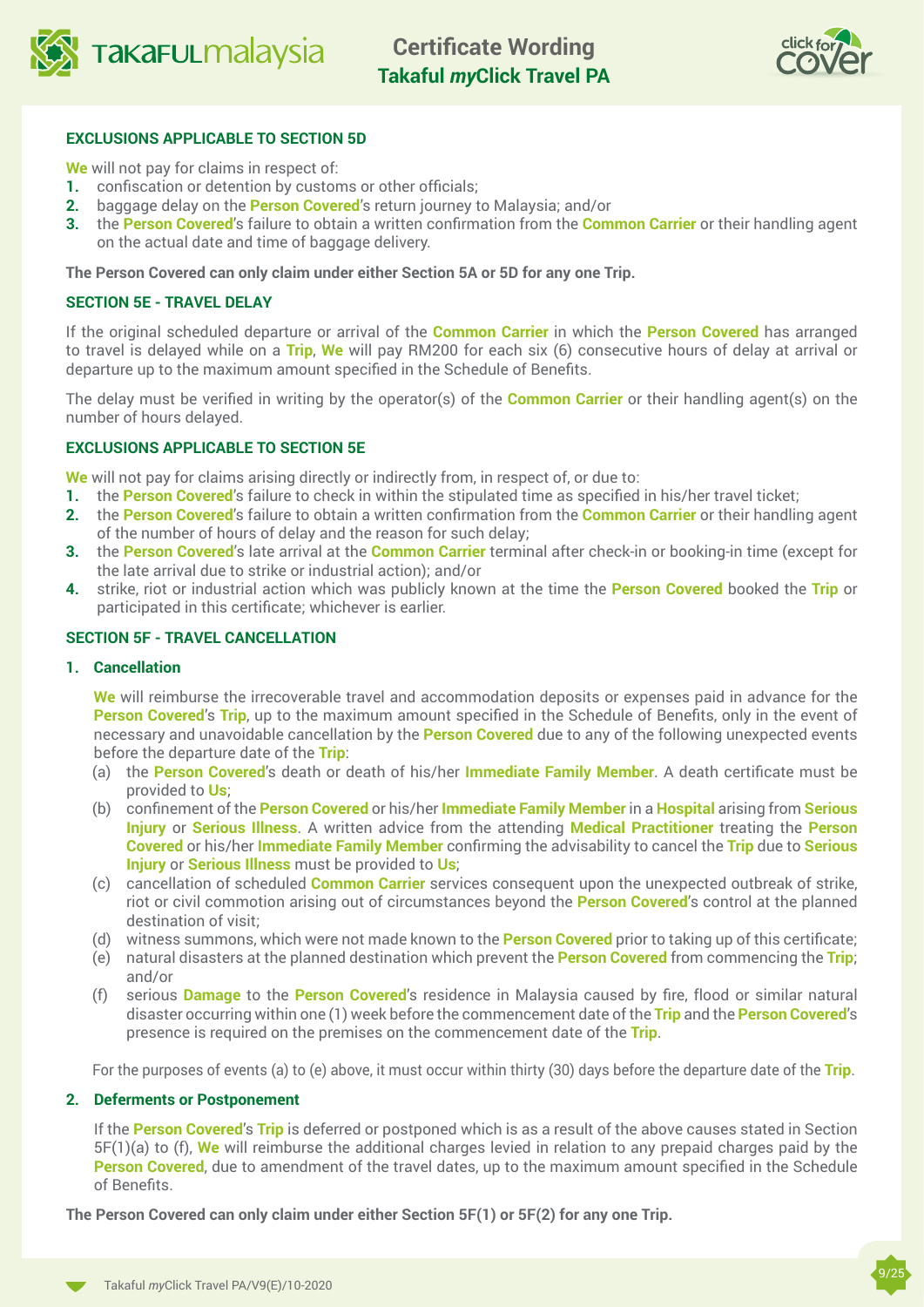### EXCLUSIONS APPLICABLE TO SECTION 5D

**We** will not pay for claims in respect of:

1. confiscation or detention by customs or other officials;
2. baggage delay on the **Person Covered**'s return journey to Malaysia; and/or
3. the **Person Covered**'s failure to obtain a written confirmation from the **Common Carrier** or their handling agent on the actual date and time of baggage delivery.

**The Person Covered can only claim under either Section 5A or 5D for any one Trip.**

### SECTION 5E - TRAVEL DELAY

If the original scheduled departure or arrival of the **Common Carrier** in which the **Person Covered** has arranged to travel is delayed while on a **Trip**, **We** will pay RM200 for each six (6) consecutive hours of delay at arrival or departure up to the maximum amount specified in the Schedule of Benefits.

The delay must be verified in writing by the operator(s) of the **Common Carrier** or their handling agent(s) on the number of hours delayed.

### EXCLUSIONS APPLICABLE TO SECTION 5E

**We** will not pay for claims arising directly or indirectly from, in respect of, or due to:

1. the **Person Covered**'s failure to check in within the stipulated time as specified in his/her travel ticket;
2. the **Person Covered**'s failure to obtain a written confirmation from the **Common Carrier** or their handling agent of the number of hours of delay and the reason for such delay;
3. the **Person Covered**'s late arrival at the **Common Carrier** terminal after check-in or booking-in time (except for the late arrival due to strike or industrial action); and/or
4. strike, riot or industrial action which was publicly known at the time the **Person Covered** booked the **Trip** or participated in this certificate; whichever is earlier.

### SECTION 5F - TRAVEL CANCELLATION

**1. Cancellation**

**We** will reimburse the irrecoverable travel and accommodation deposits or expenses paid in advance for the **Person Covered**'s **Trip**, up to the maximum amount specified in the Schedule of Benefits, only in the event of necessary and unavoidable cancellation by the **Person Covered** due to any of the following unexpected events before the departure date of the **Trip**:

(a) the **Person Covered**'s death or death of his/her **Immediate Family Member**. A death certificate must be provided to **Us**;

(b) confinement of the **Person Covered** or his/her **Immediate Family Member** in a **Hospital** arising from **Serious Injury** or **Serious Illness**. A written advice from the attending **Medical Practitioner** treating the **Person Covered** or his/her **Immediate Family Member** confirming the advisability to cancel the **Trip** due to **Serious Injury** or **Serious Illness** must be provided to **Us**;

(c) cancellation of scheduled **Common Carrier** services consequent upon the unexpected outbreak of strike, riot or civil commotion arising out of circumstances beyond the **Person Covered**'s control at the planned destination of visit;

(d) witness summons, which were not made known to the **Person Covered** prior to taking up of this certificate;

(e) natural disasters at the planned destination which prevent the **Person Covered** from commencing the **Trip**; and/or

(f) serious **Damage** to the **Person Covered**'s residence in Malaysia caused by fire, flood or similar natural disaster occurring within one (1) week before the commencement date of the **Trip** and the **Person Covered**'s presence is required on the premises on the commencement date of the **Trip**.

For the purposes of events (a) to (e) above, it must occur within thirty (30) days before the departure date of the **Trip**.

**2. Deferments or Postponement**

If the **Person Covered**'s **Trip** is deferred or postponed which is as a result of the above causes stated in Section 5F(1)(a) to (f), **We** will reimburse the additional charges levied in relation to any prepaid charges paid by the **Person Covered**, due to amendment of the travel dates, up to the maximum amount specified in the Schedule of Benefits.

**The Person Covered can only claim under either Section 5F(1) or 5F(2) for any one Trip.**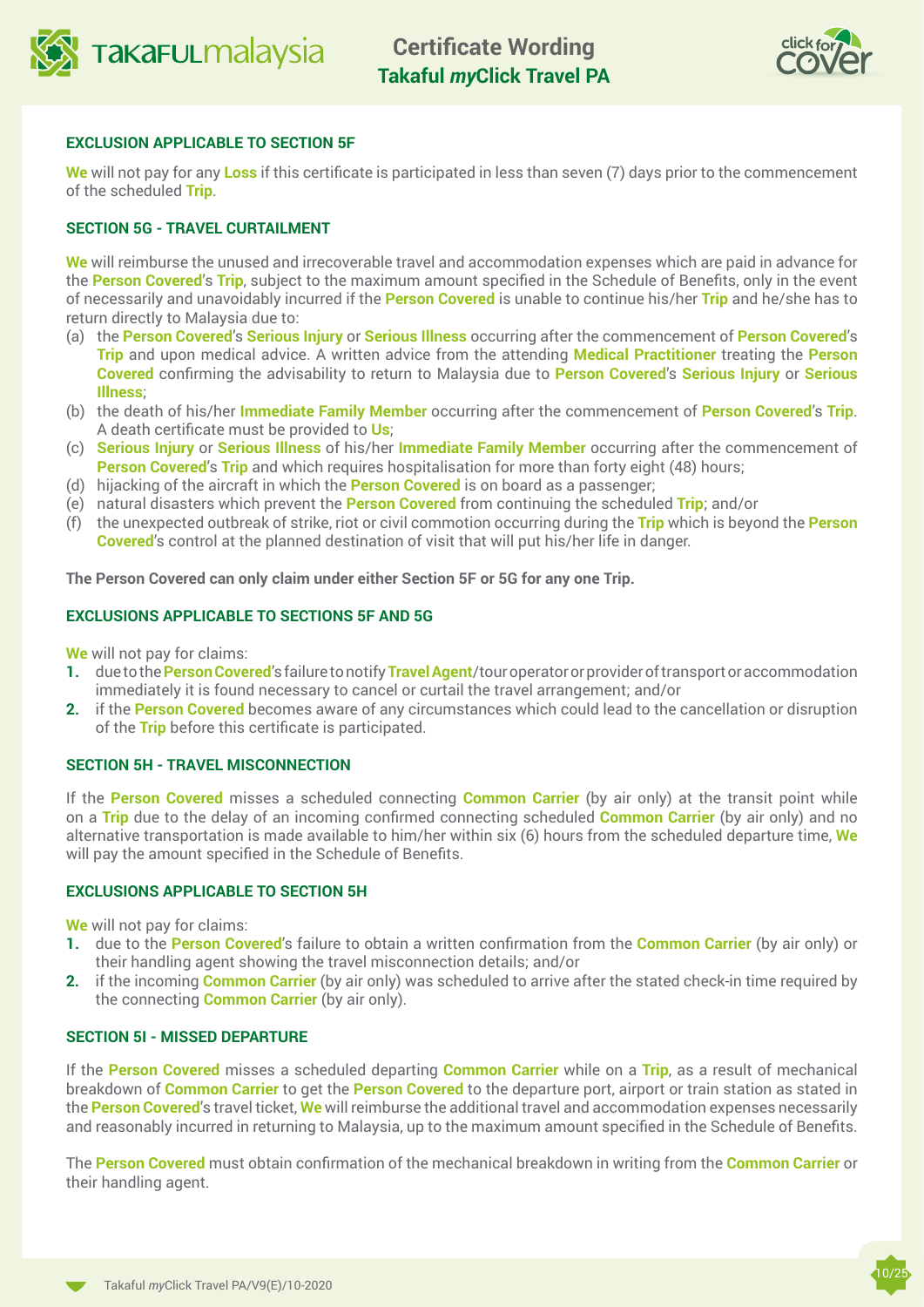#### EXCLUSION APPLICABLE TO SECTION 5F

**We** will not pay for any **Loss** if this certificate is participated in less than seven (7) days prior to the commencement of the scheduled **Trip**.

#### SECTION 5G - TRAVEL CURTAILMENT

**We** will reimburse the unused and irrecoverable travel and accommodation expenses which are paid in advance for the **Person Covered**'s **Trip**, subject to the maximum amount specified in the Schedule of Benefits, only in the event of necessarily and unavoidably incurred if the **Person Covered** is unable to continue his/her **Trip** and he/she has to return directly to Malaysia due to:

(a) the **Person Covered**'s **Serious Injury** or **Serious Illness** occurring after the commencement of **Person Covered**'s **Trip** and upon medical advice. A written advice from the attending **Medical Practitioner** treating the **Person Covered** confirming the advisability to return to Malaysia due to **Person Covered**'s **Serious Injury** or **Serious Illness**;

(b) the death of his/her **Immediate Family Member** occurring after the commencement of **Person Covered**'s **Trip**. A death certificate must be provided to **Us**;

(c) **Serious Injury** or **Serious Illness** of his/her **Immediate Family Member** occurring after the commencement of **Person Covered**'s **Trip** and which requires hospitalisation for more than forty eight (48) hours;

(d) hijacking of the aircraft in which the **Person Covered** is on board as a passenger;

(e) natural disasters which prevent the **Person Covered** from continuing the scheduled **Trip**; and/or

(f) the unexpected outbreak of strike, riot or civil commotion occurring during the **Trip** which is beyond the **Person Covered**'s control at the planned destination of visit that will put his/her life in danger.

**The Person Covered can only claim under either Section 5F or 5G for any one Trip.**

#### EXCLUSIONS APPLICABLE TO SECTIONS 5F AND 5G

**We** will not pay for claims:

1. due to the **Person Covered**'s failure to notify **Travel Agent**/tour operator or provider of transport or accommodation immediately it is found necessary to cancel or curtail the travel arrangement; and/or
2. if the **Person Covered** becomes aware of any circumstances which could lead to the cancellation or disruption of the **Trip** before this certificate is participated.

#### SECTION 5H - TRAVEL MISCONNECTION

If the **Person Covered** misses a scheduled connecting **Common Carrier** (by air only) at the transit point while on a **Trip** due to the delay of an incoming confirmed connecting scheduled **Common Carrier** (by air only) and no alternative transportation is made available to him/her within six (6) hours from the scheduled departure time, **We** will pay the amount specified in the Schedule of Benefits.

#### EXCLUSIONS APPLICABLE TO SECTION 5H

**We** will not pay for claims:

1. due to the **Person Covered**'s failure to obtain a written confirmation from the **Common Carrier** (by air only) or their handling agent showing the travel misconnection details; and/or
2. if the incoming **Common Carrier** (by air only) was scheduled to arrive after the stated check-in time required by the connecting **Common Carrier** (by air only).

#### SECTION 5I - MISSED DEPARTURE

If the **Person Covered** misses a scheduled departing **Common Carrier** while on a **Trip**, as a result of mechanical breakdown of **Common Carrier** to get the **Person Covered** to the departure port, airport or train station as stated in the **Person Covered**'s travel ticket, **We** will reimburse the additional travel and accommodation expenses necessarily and reasonably incurred in returning to Malaysia, up to the maximum amount specified in the Schedule of Benefits.

The **Person Covered** must obtain confirmation of the mechanical breakdown in writing from the **Common Carrier** or their handling agent.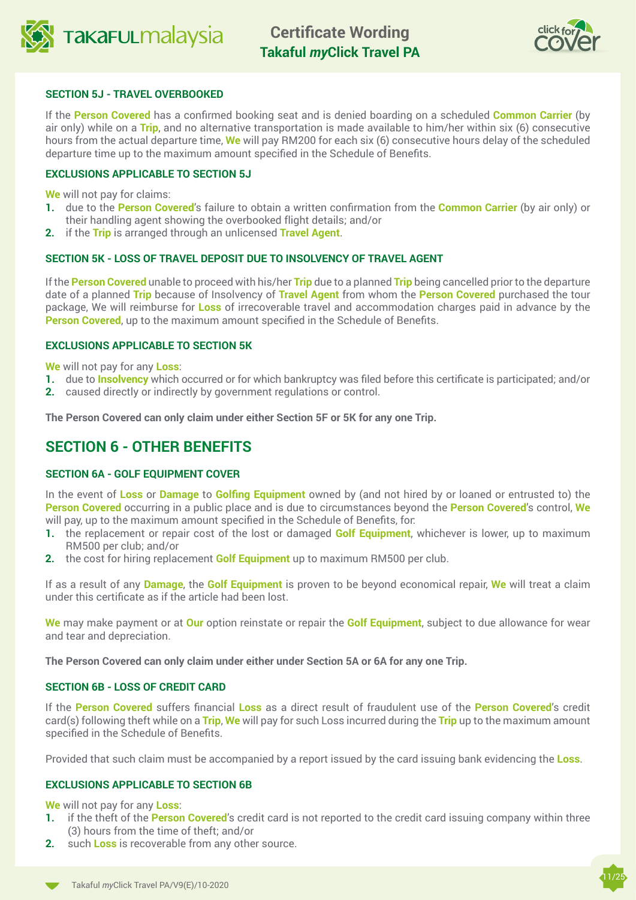### SECTION 5J - TRAVEL OVERBOOKED

If the **Person Covered** has a confirmed booking seat and is denied boarding on a scheduled **Common Carrier** (by air only) while on a **Trip**, and no alternative transportation is made available to him/her within six (6) consecutive hours from the actual departure time, **We** will pay RM200 for each six (6) consecutive hours delay of the scheduled departure time up to the maximum amount specified in the Schedule of Benefits.

### EXCLUSIONS APPLICABLE TO SECTION 5J

**We** will not pay for claims:

1. due to the **Person Covered**'s failure to obtain a written confirmation from the **Common Carrier** (by air only) or their handling agent showing the overbooked flight details; and/or
2. if the **Trip** is arranged through an unlicensed **Travel Agent**.

### SECTION 5K - LOSS OF TRAVEL DEPOSIT DUE TO INSOLVENCY OF TRAVEL AGENT

If the **Person Covered** unable to proceed with his/her **Trip** due to a planned **Trip** being cancelled prior to the departure date of a planned **Trip** because of Insolvency of **Travel Agent** from whom the **Person Covered** purchased the tour package, We will reimburse for **Loss** of irrecoverable travel and accommodation charges paid in advance by the **Person Covered**, up to the maximum amount specified in the Schedule of Benefits.

### EXCLUSIONS APPLICABLE TO SECTION 5K

**We** will not pay for any **Loss**:

1. due to **Insolvency** which occurred or for which bankruptcy was filed before this certificate is participated; and/or
2. caused directly or indirectly by government regulations or control.

**The Person Covered can only claim under either Section 5F or 5K for any one Trip.**

## SECTION 6 - OTHER BENEFITS

### SECTION 6A - GOLF EQUIPMENT COVER

In the event of **Loss** or **Damage** to **Golfing Equipment** owned by (and not hired by or loaned or entrusted to) the **Person Covered** occurring in a public place and is due to circumstances beyond the **Person Covered**'s control, **We** will pay, up to the maximum amount specified in the Schedule of Benefits, for:

1. the replacement or repair cost of the lost or damaged **Golf Equipment**, whichever is lower, up to maximum RM500 per club; and/or
2. the cost for hiring replacement **Golf Equipment** up to maximum RM500 per club.

If as a result of any **Damage**, the **Golf Equipment** is proven to be beyond economical repair, **We** will treat a claim under this certificate as if the article had been lost.

**We** may make payment or at **Our** option reinstate or repair the **Golf Equipment**, subject to due allowance for wear and tear and depreciation.

**The Person Covered can only claim under either under Section 5A or 6A for any one Trip.**

### SECTION 6B - LOSS OF CREDIT CARD

If the **Person Covered** suffers financial **Loss** as a direct result of fraudulent use of the **Person Covered**'s credit card(s) following theft while on a **Trip**, **We** will pay for such Loss incurred during the **Trip** up to the maximum amount specified in the Schedule of Benefits.

Provided that such claim must be accompanied by a report issued by the card issuing bank evidencing the **Loss**.

### EXCLUSIONS APPLICABLE TO SECTION 6B

**We** will not pay for any **Loss**:

1. if the theft of the **Person Covered**'s credit card is not reported to the credit card issuing company within three (3) hours from the time of theft; and/or
2. such **Loss** is recoverable from any other source.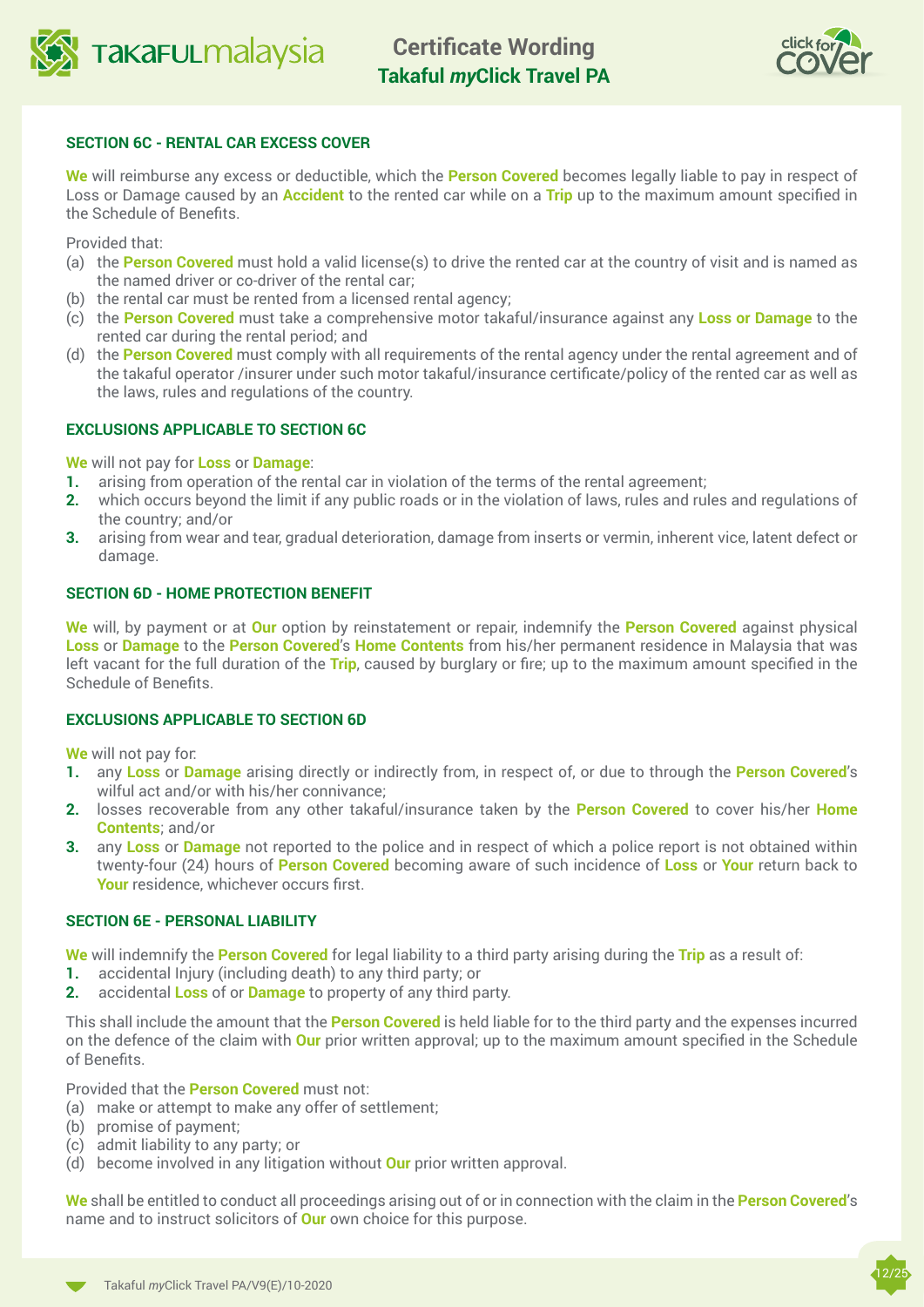### SECTION 6C - RENTAL CAR EXCESS COVER

**We** will reimburse any excess or deductible, which the **Person Covered** becomes legally liable to pay in respect of Loss or Damage caused by an **Accident** to the rented car while on a **Trip** up to the maximum amount specified in the Schedule of Benefits.

Provided that:

(a) the **Person Covered** must hold a valid license(s) to drive the rented car at the country of visit and is named as the named driver or co-driver of the rental car;

(b) the rental car must be rented from a licensed rental agency;

(c) the **Person Covered** must take a comprehensive motor takaful/insurance against any **Loss or Damage** to the rented car during the rental period; and

(d) the **Person Covered** must comply with all requirements of the rental agency under the rental agreement and of the takaful operator /insurer under such motor takaful/insurance certificate/policy of the rented car as well as the laws, rules and regulations of the country.

### EXCLUSIONS APPLICABLE TO SECTION 6C

**We** will not pay for **Loss** or **Damage**:

1. arising from operation of the rental car in violation of the terms of the rental agreement;
2. which occurs beyond the limit if any public roads or in the violation of laws, rules and rules and regulations of the country; and/or
3. arising from wear and tear, gradual deterioration, damage from inserts or vermin, inherent vice, latent defect or damage.

### SECTION 6D - HOME PROTECTION BENEFIT

**We** will, by payment or at **Our** option by reinstatement or repair, indemnify the **Person Covered** against physical **Loss** or **Damage** to the **Person Covered**'s **Home Contents** from his/her permanent residence in Malaysia that was left vacant for the full duration of the **Trip**, caused by burglary or fire; up to the maximum amount specified in the Schedule of Benefits.

### EXCLUSIONS APPLICABLE TO SECTION 6D

**We** will not pay for:

1. any **Loss** or **Damage** arising directly or indirectly from, in respect of, or due to through the **Person Covered**'s wilful act and/or with his/her connivance;
2. losses recoverable from any other takaful/insurance taken by the **Person Covered** to cover his/her **Home Contents**; and/or
3. any **Loss** or **Damage** not reported to the police and in respect of which a police report is not obtained within twenty-four (24) hours of **Person Covered** becoming aware of such incidence of **Loss** or **Your** return back to **Your** residence, whichever occurs first.

### SECTION 6E - PERSONAL LIABILITY

**We** will indemnify the **Person Covered** for legal liability to a third party arising during the **Trip** as a result of:

1. accidental Injury (including death) to any third party; or
2. accidental **Loss** of or **Damage** to property of any third party.

This shall include the amount that the **Person Covered** is held liable for to the third party and the expenses incurred on the defence of the claim with **Our** prior written approval; up to the maximum amount specified in the Schedule of Benefits.

Provided that the **Person Covered** must not:

(a) make or attempt to make any offer of settlement;

(b) promise of payment;

(c) admit liability to any party; or

(d) become involved in any litigation without **Our** prior written approval.

**We** shall be entitled to conduct all proceedings arising out of or in connection with the claim in the **Person Covered**'s name and to instruct solicitors of **Our** own choice for this purpose.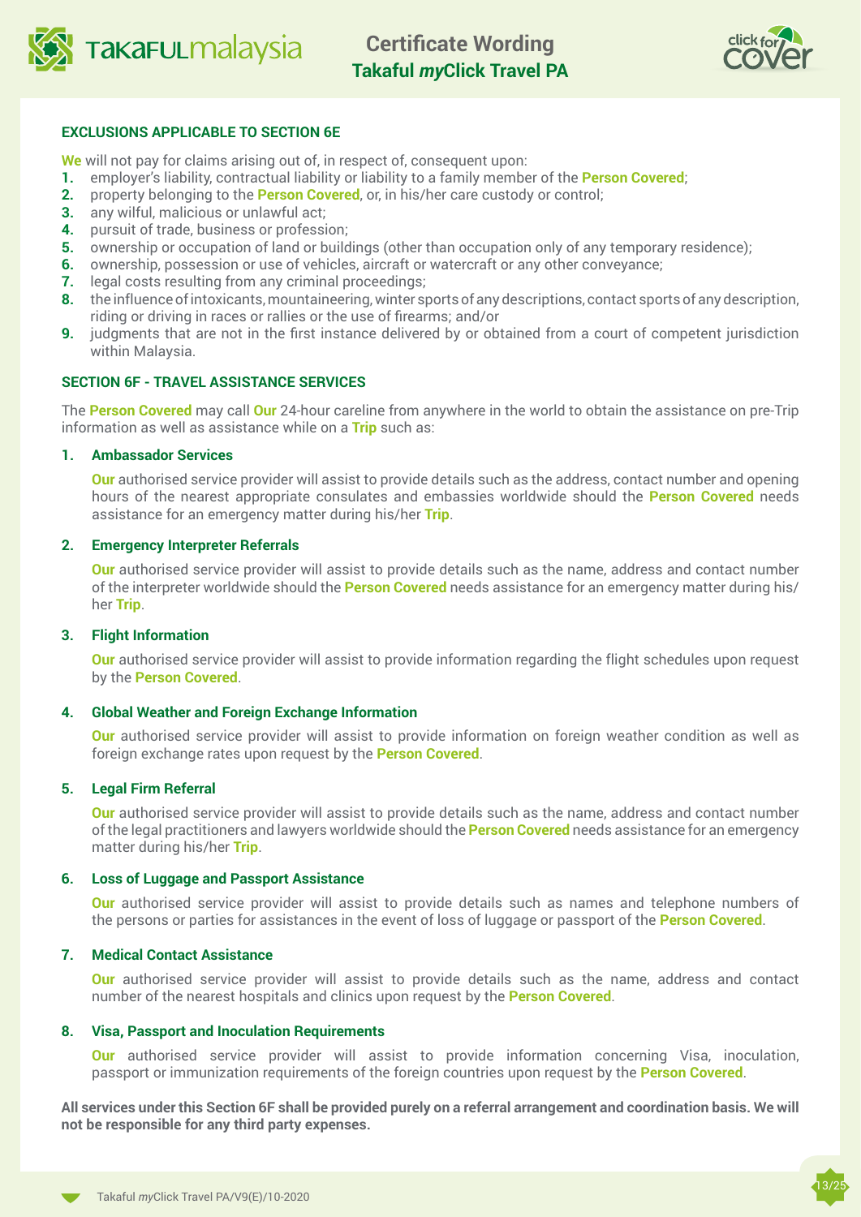### EXCLUSIONS APPLICABLE TO SECTION 6E

**We** will not pay for claims arising out of, in respect of, consequent upon:

1. employer's liability, contractual liability or liability to a family member of the **Person Covered**;
2. property belonging to the **Person Covered**, or, in his/her care custody or control;
3. any wilful, malicious or unlawful act;
4. pursuit of trade, business or profession;
5. ownership or occupation of land or buildings (other than occupation only of any temporary residence);
6. ownership, possession or use of vehicles, aircraft or watercraft or any other conveyance;
7. legal costs resulting from any criminal proceedings;
8. the influence of intoxicants, mountaineering, winter sports of any descriptions, contact sports of any description, riding or driving in races or rallies or the use of firearms; and/or
9. judgments that are not in the first instance delivered by or obtained from a court of competent jurisdiction within Malaysia.

### SECTION 6F - TRAVEL ASSISTANCE SERVICES

The **Person Covered** may call **Our** 24-hour careline from anywhere in the world to obtain the assistance on pre-Trip information as well as assistance while on a **Trip** such as:

**1. Ambassador Services**

**Our** authorised service provider will assist to provide details such as the address, contact number and opening hours of the nearest appropriate consulates and embassies worldwide should the **Person Covered** needs assistance for an emergency matter during his/her **Trip**.

**2. Emergency Interpreter Referrals**

**Our** authorised service provider will assist to provide details such as the name, address and contact number of the interpreter worldwide should the **Person Covered** needs assistance for an emergency matter during his/her **Trip**.

**3. Flight Information**

**Our** authorised service provider will assist to provide information regarding the flight schedules upon request by the **Person Covered**.

**4. Global Weather and Foreign Exchange Information**

**Our** authorised service provider will assist to provide information on foreign weather condition as well as foreign exchange rates upon request by the **Person Covered**.

**5. Legal Firm Referral**

**Our** authorised service provider will assist to provide details such as the name, address and contact number of the legal practitioners and lawyers worldwide should the **Person Covered** needs assistance for an emergency matter during his/her **Trip**.

**6. Loss of Luggage and Passport Assistance**

**Our** authorised service provider will assist to provide details such as names and telephone numbers of the persons or parties for assistances in the event of loss of luggage or passport of the **Person Covered**.

**7. Medical Contact Assistance**

**Our** authorised service provider will assist to provide details such as the name, address and contact number of the nearest hospitals and clinics upon request by the **Person Covered**.

**8. Visa, Passport and Inoculation Requirements**

**Our** authorised service provider will assist to provide information concerning Visa, inoculation, passport or immunization requirements of the foreign countries upon request by the **Person Covered**.

**All services under this Section 6F shall be provided purely on a referral arrangement and coordination basis. We will not be responsible for any third party expenses.**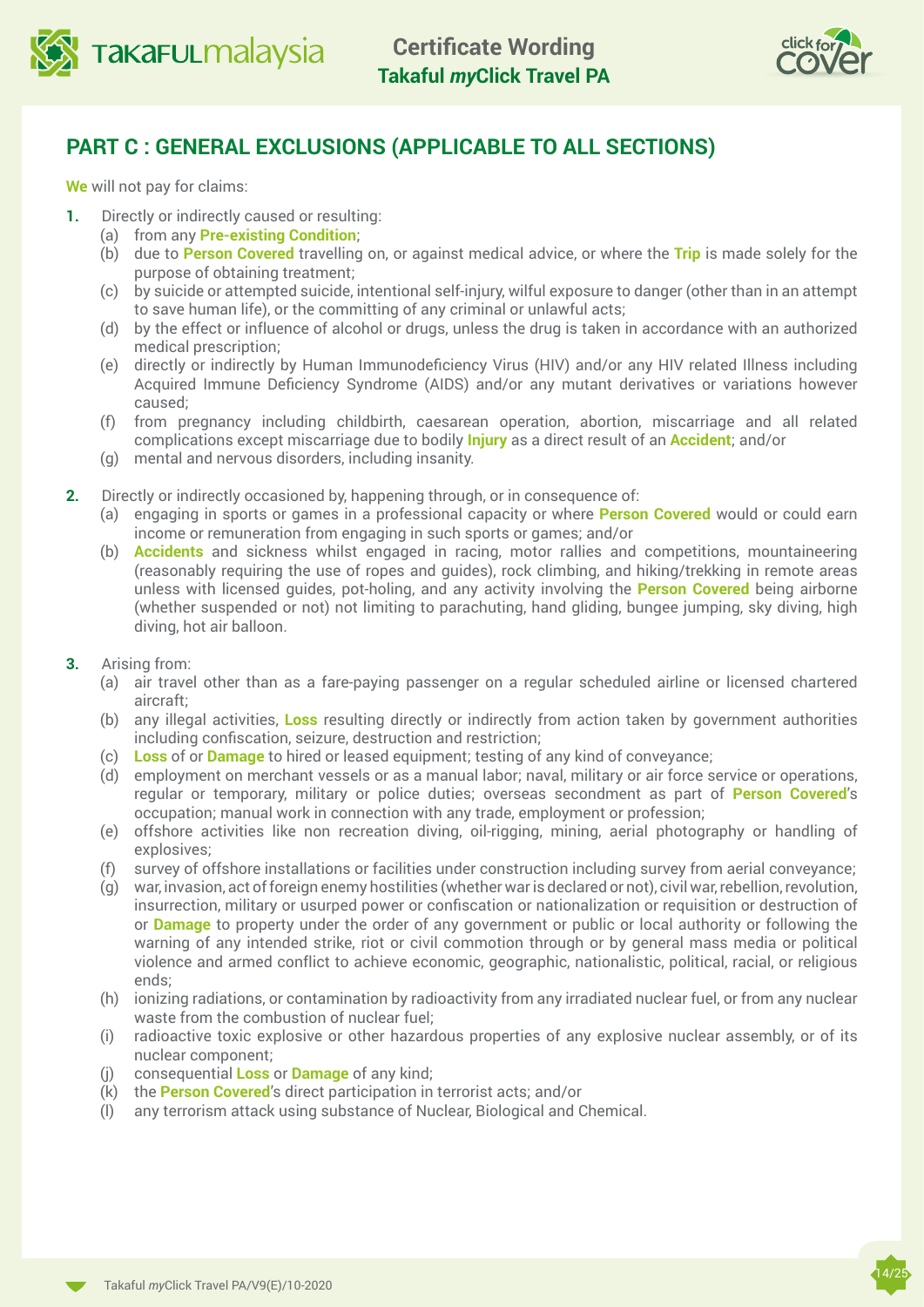## PART C : GENERAL EXCLUSIONS (APPLICABLE TO ALL SECTIONS)

**We** will not pay for claims:

**1.** Directly or indirectly caused or resulting:
   - (a) from any **Pre-existing Condition**;
   - (b) due to **Person Covered** travelling on, or against medical advice, or where the **Trip** is made solely for the purpose of obtaining treatment;
   - (c) by suicide or attempted suicide, intentional self-injury, wilful exposure to danger (other than in an attempt to save human life), or the committing of any criminal or unlawful acts;
   - (d) by the effect or influence of alcohol or drugs, unless the drug is taken in accordance with an authorized medical prescription;
   - (e) directly or indirectly by Human Immunodeficiency Virus (HIV) and/or any HIV related Illness including Acquired Immune Deficiency Syndrome (AIDS) and/or any mutant derivatives or variations however caused;
   - (f) from pregnancy including childbirth, caesarean operation, abortion, miscarriage and all related complications except miscarriage due to bodily **Injury** as a direct result of an **Accident**; and/or
   - (g) mental and nervous disorders, including insanity.

**2.** Directly or indirectly occasioned by, happening through, or in consequence of:
   - (a) engaging in sports or games in a professional capacity or where **Person Covered** would or could earn income or remuneration from engaging in such sports or games; and/or
   - (b) **Accidents** and sickness whilst engaged in racing, motor rallies and competitions, mountaineering (reasonably requiring the use of ropes and guides), rock climbing, and hiking/trekking in remote areas unless with licensed guides, pot-holing, and any activity involving the **Person Covered** being airborne (whether suspended or not) not limiting to parachuting, hand gliding, bungee jumping, sky diving, high diving, hot air balloon.

**3.** Arising from:
   - (a) air travel other than as a fare-paying passenger on a regular scheduled airline or licensed chartered aircraft;
   - (b) any illegal activities, **Loss** resulting directly or indirectly from action taken by government authorities including confiscation, seizure, destruction and restriction;
   - (c) **Loss** of or **Damage** to hired or leased equipment; testing of any kind of conveyance;
   - (d) employment on merchant vessels or as a manual labor; naval, military or air force service or operations, regular or temporary, military or police duties; overseas secondment as part of **Person Covered**'s occupation; manual work in connection with any trade, employment or profession;
   - (e) offshore activities like non recreation diving, oil-rigging, mining, aerial photography or handling of explosives;
   - (f) survey of offshore installations or facilities under construction including survey from aerial conveyance;
   - (g) war, invasion, act of foreign enemy hostilities (whether war is declared or not), civil war, rebellion, revolution, insurrection, military or usurped power or confiscation or nationalization or requisition or destruction of or **Damage** to property under the order of any government or public or local authority or following the warning of any intended strike, riot or civil commotion through or by general mass media or political violence and armed conflict to achieve economic, geographic, nationalistic, political, racial, or religious ends;
   - (h) ionizing radiations, or contamination by radioactivity from any irradiated nuclear fuel, or from any nuclear waste from the combustion of nuclear fuel;
   - (i) radioactive toxic explosive or other hazardous properties of any explosive nuclear assembly, or of its nuclear component;
   - (j) consequential **Loss** or **Damage** of any kind;
   - (k) the **Person Covered**'s direct participation in terrorist acts; and/or
   - (l) any terrorism attack using substance of Nuclear, Biological and Chemical.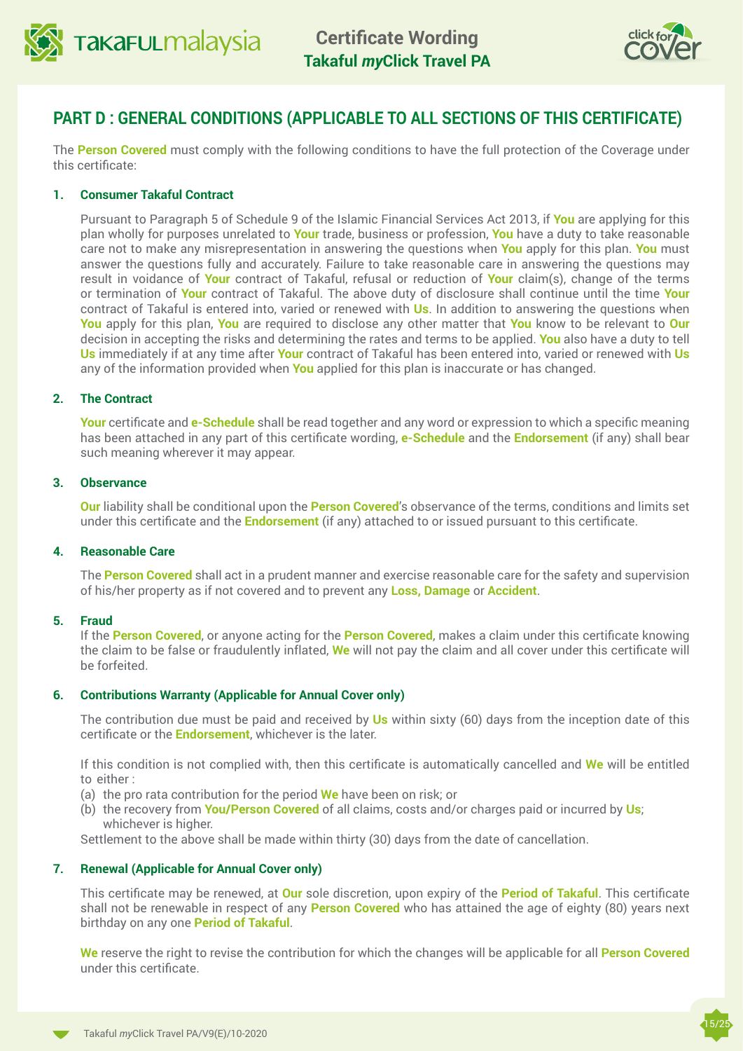## PART D : GENERAL CONDITIONS (APPLICABLE TO ALL SECTIONS OF THIS CERTIFICATE)

The **Person Covered** must comply with the following conditions to have the full protection of the Coverage under this certificate:

**1. Consumer Takaful Contract**

Pursuant to Paragraph 5 of Schedule 9 of the Islamic Financial Services Act 2013, if **You** are applying for this plan wholly for purposes unrelated to **Your** trade, business or profession, **You** have a duty to take reasonable care not to make any misrepresentation in answering the questions when **You** apply for this plan. **You** must answer the questions fully and accurately. Failure to take reasonable care in answering the questions may result in voidance of **Your** contract of Takaful, refusal or reduction of **Your** claim(s), change of the terms or termination of **Your** contract of Takaful. The above duty of disclosure shall continue until the time **Your** contract of Takaful is entered into, varied or renewed with **Us**. In addition to answering the questions when **You** apply for this plan, **You** are required to disclose any other matter that **You** know to be relevant to **Our** decision in accepting the risks and determining the rates and terms to be applied. **You** also have a duty to tell **Us** immediately if at any time after **Your** contract of Takaful has been entered into, varied or renewed with **Us** any of the information provided when **You** applied for this plan is inaccurate or has changed.

**2. The Contract**

**Your** certificate and **e-Schedule** shall be read together and any word or expression to which a specific meaning has been attached in any part of this certificate wording, **e-Schedule** and the **Endorsement** (if any) shall bear such meaning wherever it may appear.

**3. Observance**

**Our** liability shall be conditional upon the **Person Covered**'s observance of the terms, conditions and limits set under this certificate and the **Endorsement** (if any) attached to or issued pursuant to this certificate.

**4. Reasonable Care**

The **Person Covered** shall act in a prudent manner and exercise reasonable care for the safety and supervision of his/her property as if not covered and to prevent any **Loss, Damage** or **Accident**.

**5. Fraud**

If the **Person Covered**, or anyone acting for the **Person Covered**, makes a claim under this certificate knowing the claim to be false or fraudulently inflated, **We** will not pay the claim and all cover under this certificate will be forfeited.

**6. Contributions Warranty (Applicable for Annual Cover only)**

The contribution due must be paid and received by **Us** within sixty (60) days from the inception date of this certificate or the **Endorsement**, whichever is the later.

If this condition is not complied with, then this certificate is automatically cancelled and **We** will be entitled to either :

(a) the pro rata contribution for the period **We** have been on risk; or
(b) the recovery from **You/Person Covered** of all claims, costs and/or charges paid or incurred by **Us**; whichever is higher.

Settlement to the above shall be made within thirty (30) days from the date of cancellation.

**7. Renewal (Applicable for Annual Cover only)**

This certificate may be renewed, at **Our** sole discretion, upon expiry of the **Period of Takaful**. This certificate shall not be renewable in respect of any **Person Covered** who has attained the age of eighty (80) years next birthday on any one **Period of Takaful**.

**We** reserve the right to revise the contribution for which the changes will be applicable for all **Person Covered** under this certificate.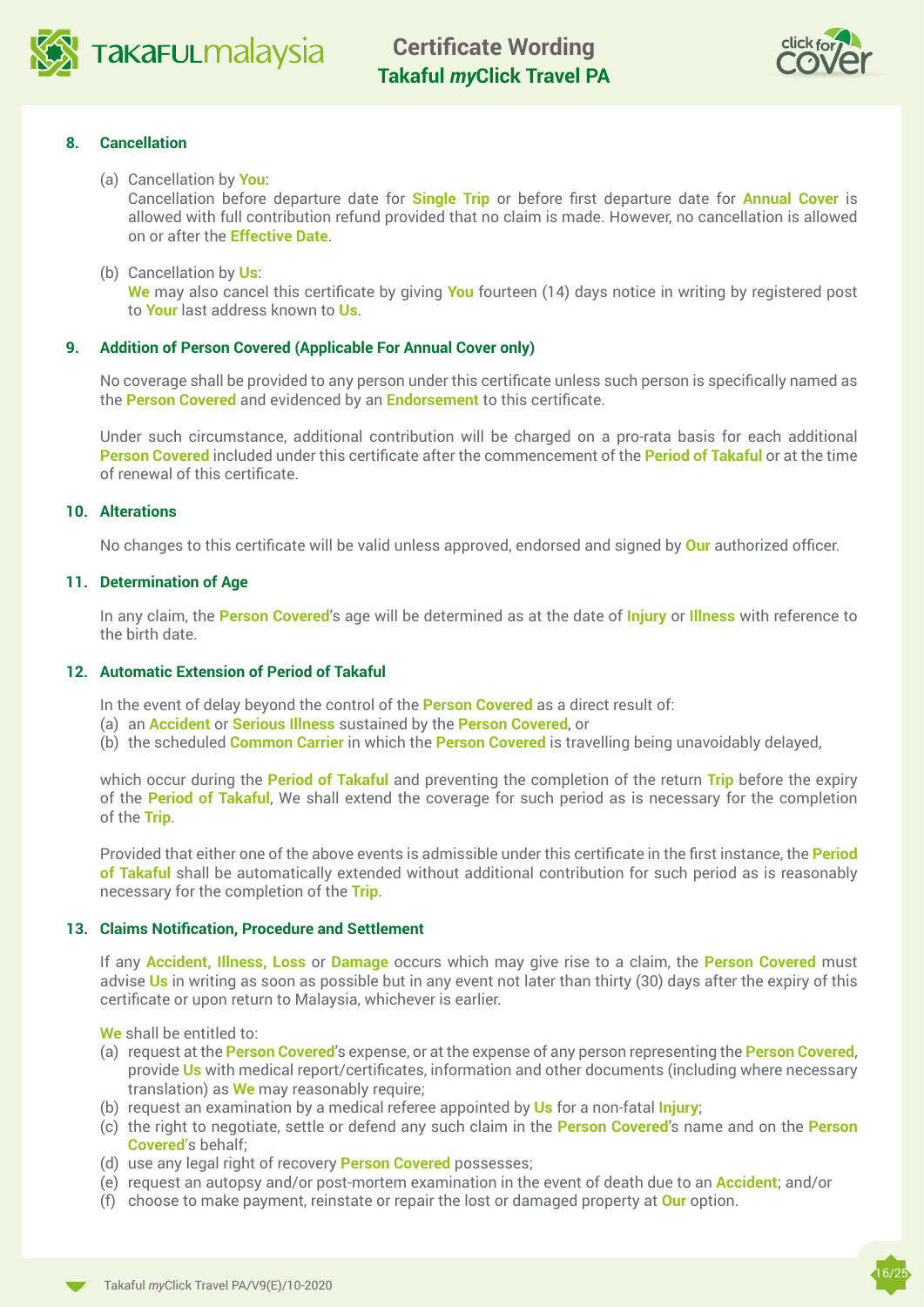### 8. Cancellation

(a) Cancellation by **You**:
Cancellation before departure date for **Single Trip** or before first departure date for **Annual Cover** is allowed with full contribution refund provided that no claim is made. However, no cancellation is allowed on or after the **Effective Date**.

(b) Cancellation by **Us**:
**We** may also cancel this certificate by giving **You** fourteen (14) days notice in writing by registered post to **Your** last address known to **Us**.

### 9. Addition of Person Covered (Applicable For Annual Cover only)

No coverage shall be provided to any person under this certificate unless such person is specifically named as the **Person Covered** and evidenced by an **Endorsement** to this certificate.

Under such circumstance, additional contribution will be charged on a pro-rata basis for each additional **Person Covered** included under this certificate after the commencement of the **Period of Takaful** or at the time of renewal of this certificate.

### 10. Alterations

No changes to this certificate will be valid unless approved, endorsed and signed by **Our** authorized officer.

### 11. Determination of Age

In any claim, the **Person Covered**'s age will be determined as at the date of **Injury** or **Illness** with reference to the birth date.

### 12. Automatic Extension of Period of Takaful

In the event of delay beyond the control of the **Person Covered** as a direct result of:
(a) an **Accident** or **Serious Illness** sustained by the **Person Covered**, or
(b) the scheduled **Common Carrier** in which the **Person Covered** is travelling being unavoidably delayed,

which occur during the **Period of Takaful** and preventing the completion of the return **Trip** before the expiry of the **Period of Takaful**, We shall extend the coverage for such period as is necessary for the completion of the **Trip**.

Provided that either one of the above events is admissible under this certificate in the first instance, the **Period of Takaful** shall be automatically extended without additional contribution for such period as is reasonably necessary for the completion of the **Trip**.

### 13. Claims Notification, Procedure and Settlement

If any **Accident, Illness, Loss** or **Damage** occurs which may give rise to a claim, the **Person Covered** must advise **Us** in writing as soon as possible but in any event not later than thirty (30) days after the expiry of this certificate or upon return to Malaysia, whichever is earlier.

**We** shall be entitled to:
(a) request at the **Person Covered**'s expense, or at the expense of any person representing the **Person Covered**, provide **Us** with medical report/certificates, information and other documents (including where necessary translation) as **We** may reasonably require;
(b) request an examination by a medical referee appointed by **Us** for a non-fatal **Injury**;
(c) the right to negotiate, settle or defend any such claim in the **Person Covered**'s name and on the **Person Covered**'s behalf;
(d) use any legal right of recovery **Person Covered** possesses;
(e) request an autopsy and/or post-mortem examination in the event of death due to an **Accident**; and/or
(f) choose to make payment, reinstate or repair the lost or damaged property at **Our** option.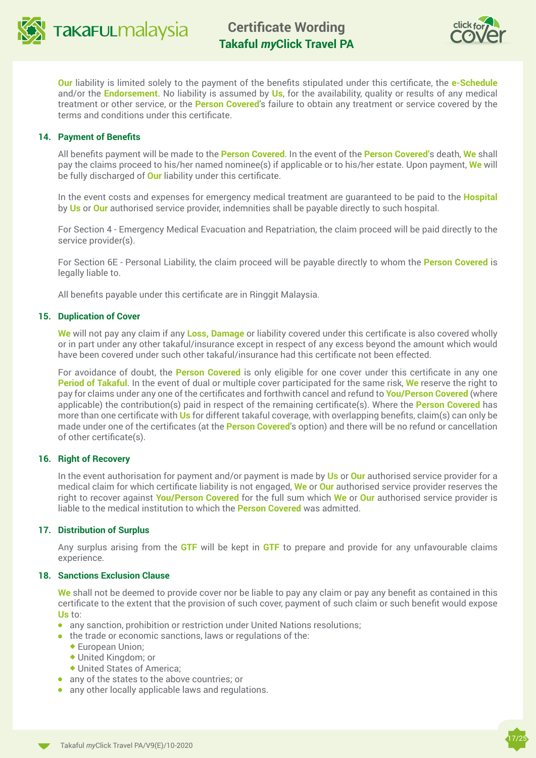**Our** liability is limited solely to the payment of the benefits stipulated under this certificate, the **e-Schedule** and/or the **Endorsement**. No liability is assumed by **Us**, for the availability, quality or results of any medical treatment or other service, or the **Person Covered**'s failure to obtain any treatment or service covered by the terms and conditions under this certificate.

### 14. Payment of Benefits

All benefits payment will be made to the **Person Covered**. In the event of the **Person Covered**'s death, **We** shall pay the claims proceed to his/her named nominee(s) if applicable or to his/her estate. Upon payment, **We** will be fully discharged of **Our** liability under this certificate.

In the event costs and expenses for emergency medical treatment are guaranteed to be paid to the **Hospital** by **Us** or **Our** authorised service provider, indemnities shall be payable directly to such hospital.

For Section 4 - Emergency Medical Evacuation and Repatriation, the claim proceed will be paid directly to the service provider(s).

For Section 6E - Personal Liability, the claim proceed will be payable directly to whom the **Person Covered** is legally liable to.

All benefits payable under this certificate are in Ringgit Malaysia.

### 15. Duplication of Cover

**We** will not pay any claim if any **Loss, Damage** or liability covered under this certificate is also covered wholly or in part under any other takaful/insurance except in respect of any excess beyond the amount which would have been covered under such other takaful/insurance had this certificate not been effected.

For avoidance of doubt, the **Person Covered** is only eligible for one cover under this certificate in any one **Period of Takaful**. In the event of dual or multiple cover participated for the same risk, **We** reserve the right to pay for claims under any one of the certificates and forthwith cancel and refund to **You/Person Covered** (where applicable) the contribution(s) paid in respect of the remaining certificate(s). Where the **Person Covered** has more than one certificate with **Us** for different takaful coverage, with overlapping benefits, claim(s) can only be made under one of the certificates (at the **Person Covered**'s option) and there will be no refund or cancellation of other certificate(s).

### 16. Right of Recovery

In the event authorisation for payment and/or payment is made by **Us** or **Our** authorised service provider for a medical claim for which certificate liability is not engaged, **We** or **Our** authorised service provider reserves the right to recover against **You/Person Covered** for the full sum which **We** or **Our** authorised service provider is liable to the medical institution to which the **Person Covered** was admitted.

### 17. Distribution of Surplus

Any surplus arising from the **GTF** will be kept in **GTF** to prepare and provide for any unfavourable claims experience.

### 18. Sanctions Exclusion Clause

**We** shall not be deemed to provide cover nor be liable to pay any claim or pay any benefit as contained in this certificate to the extent that the provision of such cover, payment of such claim or such benefit would expose **Us** to:

- any sanction, prohibition or restriction under United Nations resolutions;
- the trade or economic sanctions, laws or regulations of the:
  - European Union;
  - United Kingdom; or
  - United States of America;
- any of the states to the above countries; or
- any other locally applicable laws and regulations.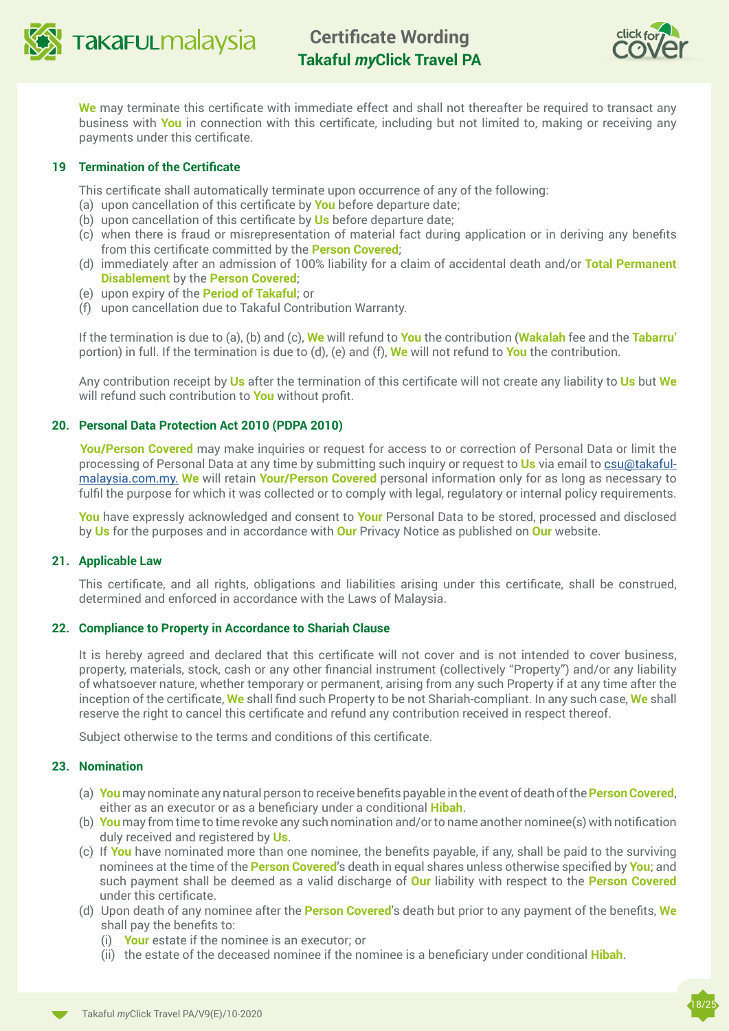**We** may terminate this certificate with immediate effect and shall not thereafter be required to transact any business with **You** in connection with this certificate, including but not limited to, making or receiving any payments under this certificate.

### 19 Termination of the Certificate

This certificate shall automatically terminate upon occurrence of any of the following:

(a) upon cancellation of this certificate by **You** before departure date;
(b) upon cancellation of this certificate by **Us** before departure date;
(c) when there is fraud or misrepresentation of material fact during application or in deriving any benefits from this certificate committed by the **Person Covered**;
(d) immediately after an admission of 100% liability for a claim of accidental death and/or **Total Permanent Disablement** by the **Person Covered**;
(e) upon expiry of the **Period of Takaful**; or
(f) upon cancellation due to Takaful Contribution Warranty.

If the termination is due to (a), (b) and (c), **We** will refund to **You** the contribution (**Wakalah** fee and the **Tabarru'** portion) in full. If the termination is due to (d), (e) and (f), **We** will not refund to **You** the contribution.

Any contribution receipt by **Us** after the termination of this certificate will not create any liability to **Us** but **We** will refund such contribution to **You** without profit.

### 20. Personal Data Protection Act 2010 (PDPA 2010)

**You/Person Covered** may make inquiries or request for access to or correction of Personal Data or limit the processing of Personal Data at any time by submitting such inquiry or request to **Us** via email to csu@takaful-malaysia.com.my. **We** will retain **Your/Person Covered** personal information only for as long as necessary to fulfil the purpose for which it was collected or to comply with legal, regulatory or internal policy requirements.

**You** have expressly acknowledged and consent to **Your** Personal Data to be stored, processed and disclosed by **Us** for the purposes and in accordance with **Our** Privacy Notice as published on **Our** website.

### 21. Applicable Law

This certificate, and all rights, obligations and liabilities arising under this certificate, shall be construed, determined and enforced in accordance with the Laws of Malaysia.

### 22. Compliance to Property in Accordance to Shariah Clause

It is hereby agreed and declared that this certificate will not cover and is not intended to cover business, property, materials, stock, cash or any other financial instrument (collectively "Property") and/or any liability of whatsoever nature, whether temporary or permanent, arising from any such Property if at any time after the inception of the certificate, **We** shall find such Property to be not Shariah-compliant. In any such case, **We** shall reserve the right to cancel this certificate and refund any contribution received in respect thereof.

Subject otherwise to the terms and conditions of this certificate.

### 23. Nomination

(a) **You** may nominate any natural person to receive benefits payable in the event of death of the **Person Covered**, either as an executor or as a beneficiary under a conditional **Hibah**.
(b) **You** may from time to time revoke any such nomination and/or to name another nominee(s) with notification duly received and registered by **Us**.
(c) If **You** have nominated more than one nominee, the benefits payable, if any, shall be paid to the surviving nominees at the time of the **Person Covered**'s death in equal shares unless otherwise specified by **You**; and such payment shall be deemed as a valid discharge of **Our** liability with respect to the **Person Covered** under this certificate.
(d) Upon death of any nominee after the **Person Covered**'s death but prior to any payment of the benefits, **We** shall pay the benefits to:
   (i) **Your** estate if the nominee is an executor; or
   (ii) the estate of the deceased nominee if the nominee is a beneficiary under conditional **Hibah**.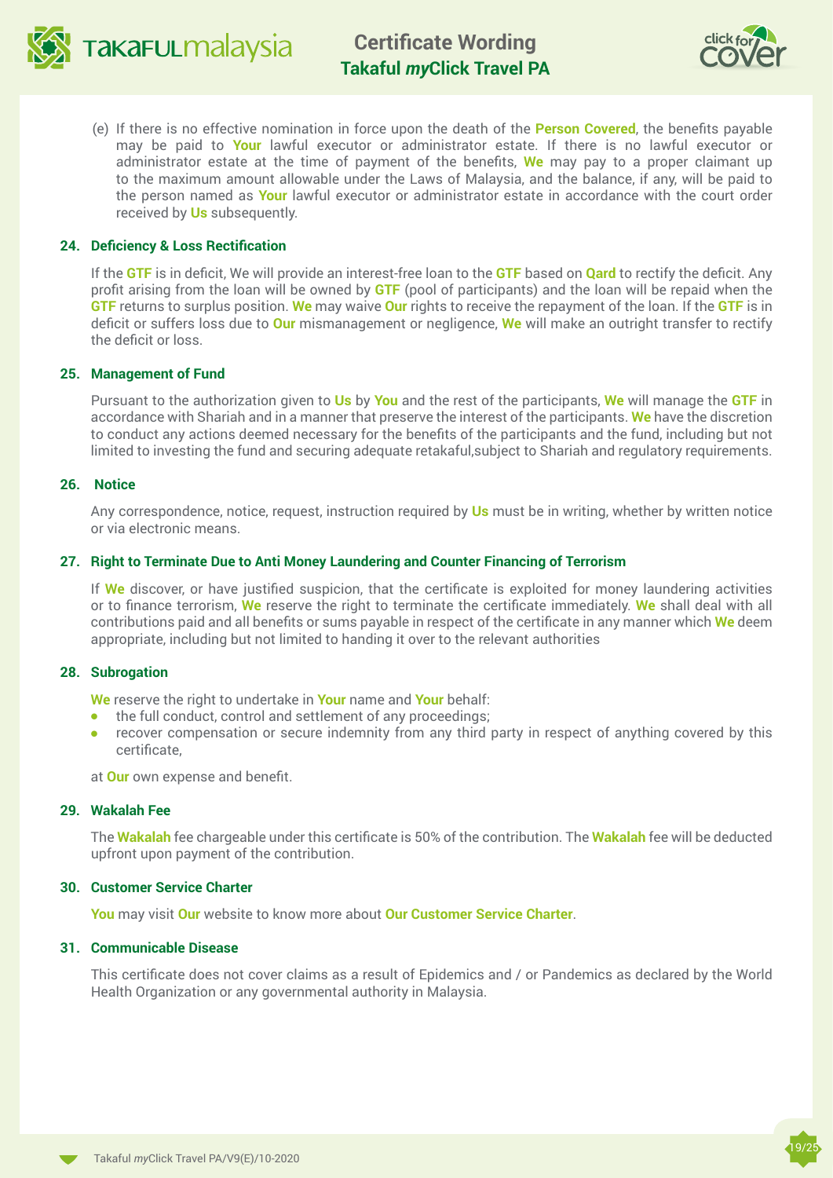(e) If there is no effective nomination in force upon the death of the **Person Covered**, the benefits payable may be paid to **Your** lawful executor or administrator estate. If there is no lawful executor or administrator estate at the time of payment of the benefits, **We** may pay to a proper claimant up to the maximum amount allowable under the Laws of Malaysia, and the balance, if any, will be paid to the person named as **Your** lawful executor or administrator estate in accordance with the court order received by **Us** subsequently.

### 24. Deficiency & Loss Rectification

If the **GTF** is in deficit, We will provide an interest-free loan to the **GTF** based on **Qard** to rectify the deficit. Any profit arising from the loan will be owned by **GTF** (pool of participants) and the loan will be repaid when the **GTF** returns to surplus position. **We** may waive **Our** rights to receive the repayment of the loan. If the **GTF** is in deficit or suffers loss due to **Our** mismanagement or negligence, **We** will make an outright transfer to rectify the deficit or loss.

### 25. Management of Fund

Pursuant to the authorization given to **Us** by **You** and the rest of the participants, **We** will manage the **GTF** in accordance with Shariah and in a manner that preserve the interest of the participants. **We** have the discretion to conduct any actions deemed necessary for the benefits of the participants and the fund, including but not limited to investing the fund and securing adequate retakaful,subject to Shariah and regulatory requirements.

### 26. Notice

Any correspondence, notice, request, instruction required by **Us** must be in writing, whether by written notice or via electronic means.

### 27. Right to Terminate Due to Anti Money Laundering and Counter Financing of Terrorism

If **We** discover, or have justified suspicion, that the certificate is exploited for money laundering activities or to finance terrorism, **We** reserve the right to terminate the certificate immediately. **We** shall deal with all contributions paid and all benefits or sums payable in respect of the certificate in any manner which **We** deem appropriate, including but not limited to handing it over to the relevant authorities

### 28. Subrogation

**We** reserve the right to undertake in **Your** name and **Your** behalf:

- the full conduct, control and settlement of any proceedings;
- recover compensation or secure indemnity from any third party in respect of anything covered by this certificate,

at **Our** own expense and benefit.

### 29. Wakalah Fee

The **Wakalah** fee chargeable under this certificate is 50% of the contribution. The **Wakalah** fee will be deducted upfront upon payment of the contribution.

### 30. Customer Service Charter

**You** may visit **Our** website to know more about **Our Customer Service Charter**.

### 31. Communicable Disease

This certificate does not cover claims as a result of Epidemics and / or Pandemics as declared by the World Health Organization or any governmental authority in Malaysia.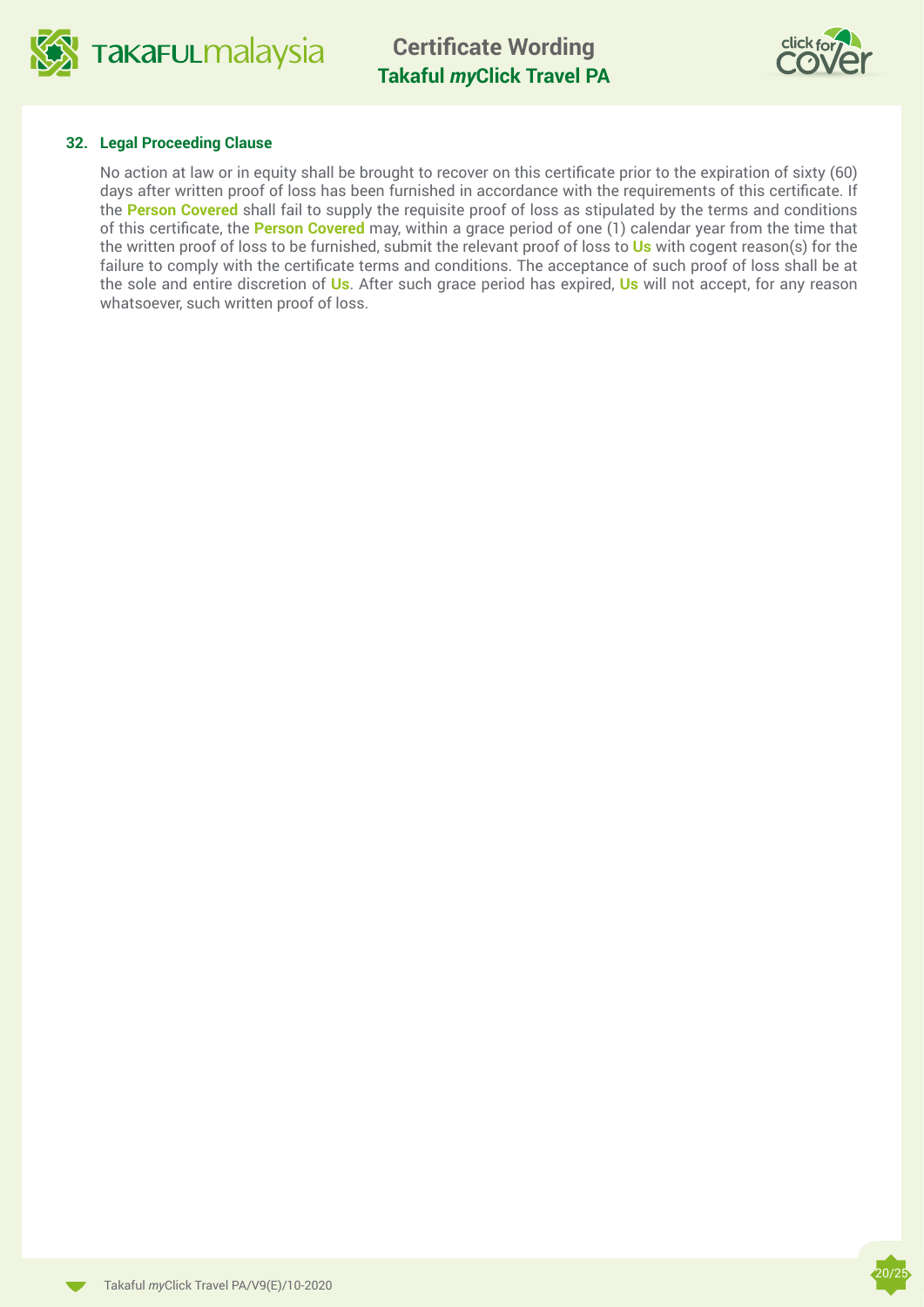### 32. Legal Proceeding Clause

No action at law or in equity shall be brought to recover on this certificate prior to the expiration of sixty (60) days after written proof of loss has been furnished in accordance with the requirements of this certificate. If the **Person Covered** shall fail to supply the requisite proof of loss as stipulated by the terms and conditions of this certificate, the **Person Covered** may, within a grace period of one (1) calendar year from the time that the written proof of loss to be furnished, submit the relevant proof of loss to **Us** with cogent reason(s) for the failure to comply with the certificate terms and conditions. The acceptance of such proof of loss shall be at the sole and entire discretion of **Us**. After such grace period has expired, **Us** will not accept, for any reason whatsoever, such written proof of loss.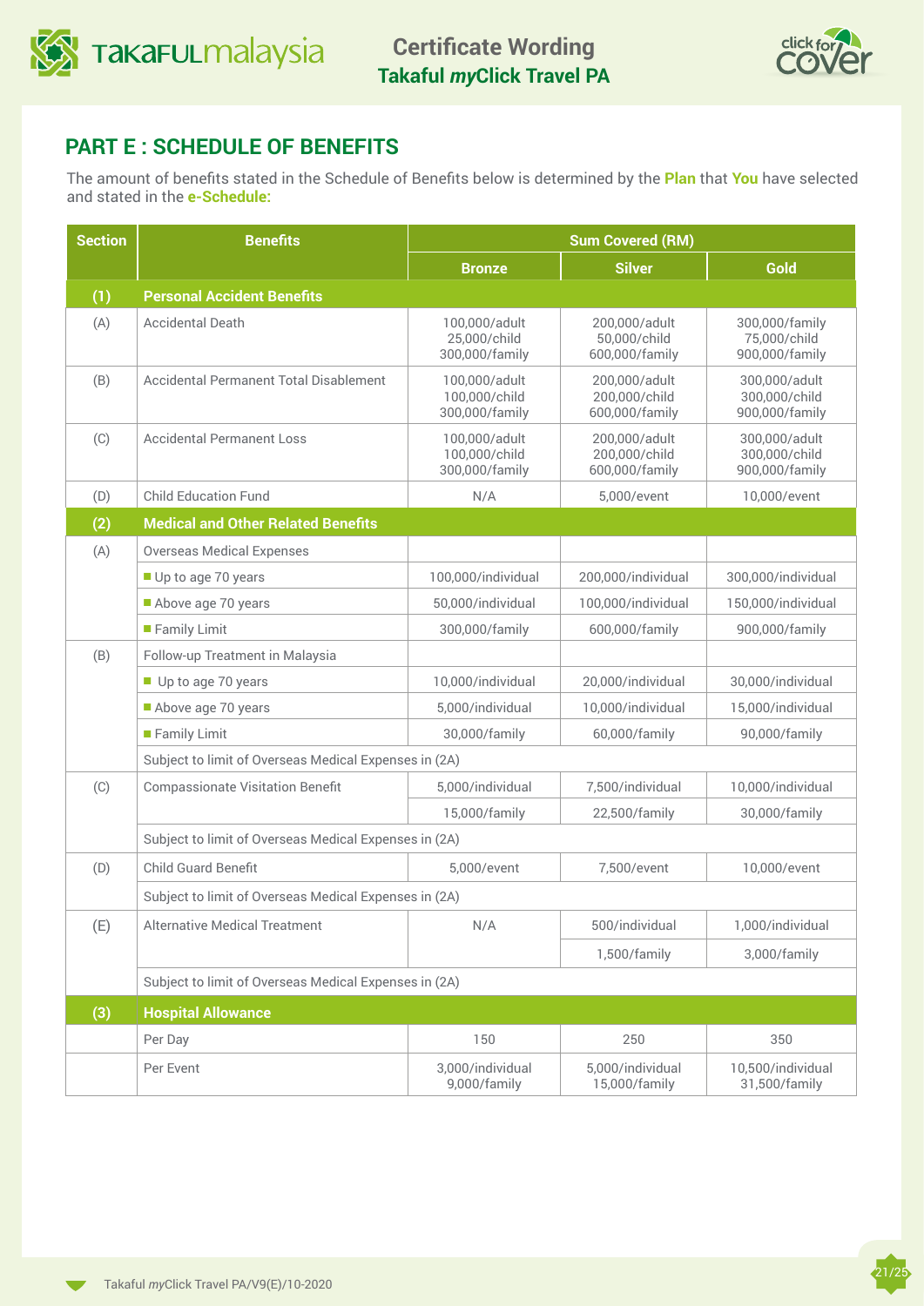## PART E : SCHEDULE OF BENEFITS

The amount of benefits stated in the Schedule of Benefits below is determined by the **Plan** that **You** have selected and stated in the **e-Schedule:**

| Section | Benefits | Sum Covered (RM) | | |
|---|---|---|---|---|
| | | Bronze | Silver | Gold |
| **(1)** | **Personal Accident Benefits** | | | |
| (A) | Accidental Death | 100,000/adult<br>25,000/child<br>300,000/family | 200,000/adult<br>50,000/child<br>600,000/family | 300,000/family<br>75,000/child<br>900,000/family |
| (B) | Accidental Permanent Total Disablement | 100,000/adult<br>100,000/child<br>300,000/family | 200,000/adult<br>200,000/child<br>600,000/family | 300,000/adult<br>300,000/child<br>900,000/family |
| (C) | Accidental Permanent Loss | 100,000/adult<br>100,000/child<br>300,000/family | 200,000/adult<br>200,000/child<br>600,000/family | 300,000/adult<br>300,000/child<br>900,000/family |
| (D) | Child Education Fund | N/A | 5,000/event | 10,000/event |
| **(2)** | **Medical and Other Related Benefits** | | | |
| (A) | Overseas Medical Expenses | | | |
| | ■ Up to age 70 years | 100,000/individual | 200,000/individual | 300,000/individual |
| | ■ Above age 70 years | 50,000/individual | 100,000/individual | 150,000/individual |
| | ■ Family Limit | 300,000/family | 600,000/family | 900,000/family |
| (B) | Follow-up Treatment in Malaysia | | | |
| | ■ Up to age 70 years | 10,000/individual | 20,000/individual | 30,000/individual |
| | ■ Above age 70 years | 5,000/individual | 10,000/individual | 15,000/individual |
| | ■ Family Limit | 30,000/family | 60,000/family | 90,000/family |
| | Subject to limit of Overseas Medical Expenses in (2A) | | | |
| (C) | Compassionate Visitation Benefit | 5,000/individual | 7,500/individual | 10,000/individual |
| | | 15,000/family | 22,500/family | 30,000/family |
| | Subject to limit of Overseas Medical Expenses in (2A) | | | |
| (D) | Child Guard Benefit | 5,000/event | 7,500/event | 10,000/event |
| | Subject to limit of Overseas Medical Expenses in (2A) | | | |
| (E) | Alternative Medical Treatment | N/A | 500/individual | 1,000/individual |
| | | | 1,500/family | 3,000/family |
| | Subject to limit of Overseas Medical Expenses in (2A) | | | |
| **(3)** | **Hospital Allowance** | | | |
| | Per Day | 150 | 250 | 350 |
| | Per Event | 3,000/individual<br>9,000/family | 5,000/individual<br>15,000/family | 10,500/individual<br>31,500/family |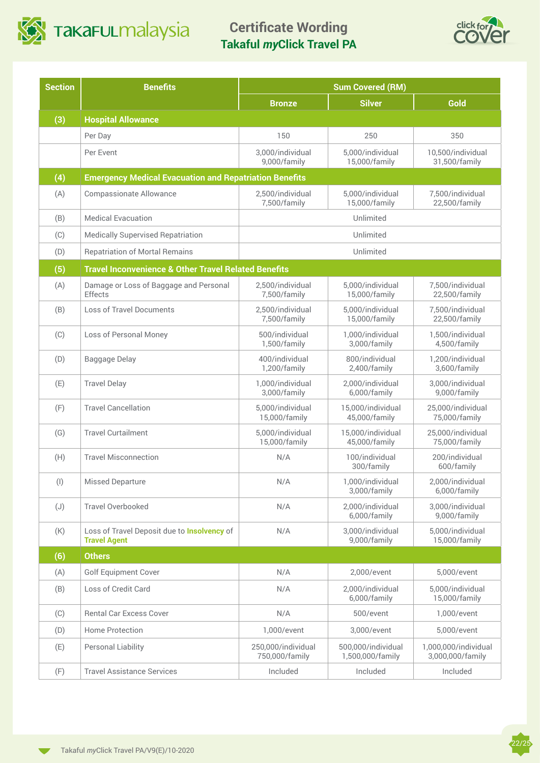# Certificate Wording
## Takaful *my*Click Travel PA

| Section | Benefits | Sum Covered (RM) | | |
|---|---|---|---|---|
| | | Bronze | Silver | Gold |
| **(3)** | **Hospital Allowance** | | | |
| | Per Day | 150 | 250 | 350 |
| | Per Event | 3,000/individual 9,000/family | 5,000/individual 15,000/family | 10,500/individual 31,500/family |
| **(4)** | **Emergency Medical Evacuation and Repatriation Benefits** | | | |
| (A) | Compassionate Allowance | 2,500/individual 7,500/family | 5,000/individual 15,000/family | 7,500/individual 22,500/family |
| (B) | Medical Evacuation | Unlimited | | |
| (C) | Medically Supervised Repatriation | Unlimited | | |
| (D) | Repatriation of Mortal Remains | Unlimited | | |
| **(5)** | **Travel Inconvenience & Other Travel Related Benefits** | | | |
| (A) | Damage or Loss of Baggage and Personal Effects | 2,500/individual 7,500/family | 5,000/individual 15,000/family | 7,500/individual 22,500/family |
| (B) | Loss of Travel Documents | 2,500/individual 7,500/family | 5,000/individual 15,000/family | 7,500/individual 22,500/family |
| (C) | Loss of Personal Money | 500/individual 1,500/family | 1,000/individual 3,000/family | 1,500/individual 4,500/family |
| (D) | Baggage Delay | 400/individual 1,200/family | 800/individual 2,400/family | 1,200/individual 3,600/family |
| (E) | Travel Delay | 1,000/individual 3,000/family | 2,000/individual 6,000/family | 3,000/individual 9,000/family |
| (F) | Travel Cancellation | 5,000/individual 15,000/family | 15,000/individual 45,000/family | 25,000/individual 75,000/family |
| (G) | Travel Curtailment | 5,000/individual 15,000/family | 15,000/individual 45,000/family | 25,000/individual 75,000/family |
| (H) | Travel Misconnection | N/A | 100/individual 300/family | 200/individual 600/family |
| (I) | Missed Departure | N/A | 1,000/individual 3,000/family | 2,000/individual 6,000/family |
| (J) | Travel Overbooked | N/A | 2,000/individual 6,000/family | 3,000/individual 9,000/family |
| (K) | Loss of Travel Deposit due to **Insolvency** of **Travel Agent** | N/A | 3,000/individual 9,000/family | 5,000/individual 15,000/family |
| **(6)** | **Others** | | | |
| (A) | Golf Equipment Cover | N/A | 2,000/event | 5,000/event |
| (B) | Loss of Credit Card | N/A | 2,000/individual 6,000/family | 5,000/individual 15,000/family |
| (C) | Rental Car Excess Cover | N/A | 500/event | 1,000/event |
| (D) | Home Protection | 1,000/event | 3,000/event | 5,000/event |
| (E) | Personal Liability | 250,000/individual 750,000/family | 500,000/individual 1,500,000/family | 1,000,000/individual 3,000,000/family |
| (F) | Travel Assistance Services | Included | Included | Included |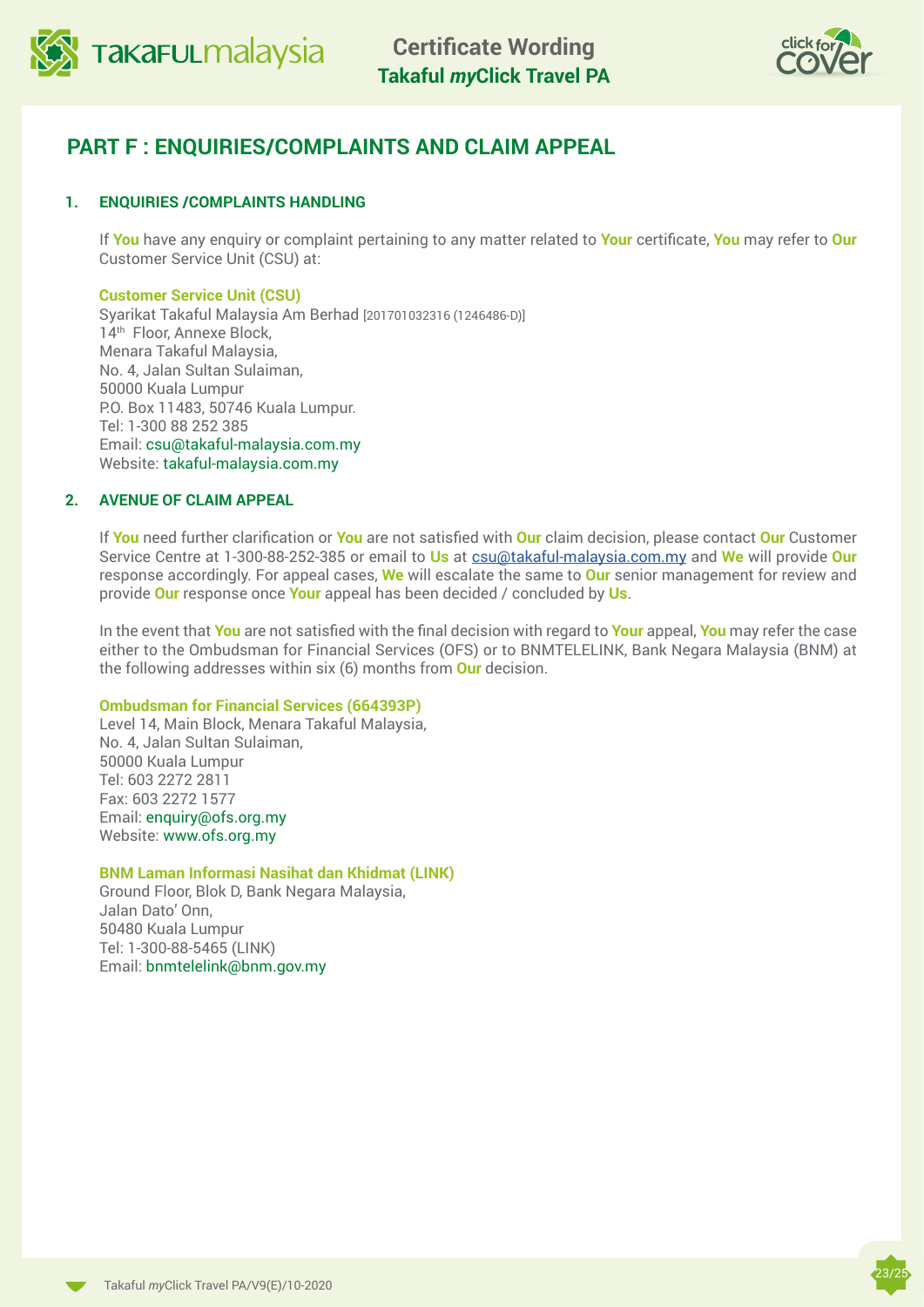## PART F : ENQUIRIES/COMPLAINTS AND CLAIM APPEAL

### 1. ENQUIRIES /COMPLAINTS HANDLING

If **You** have any enquiry or complaint pertaining to any matter related to **Your** certificate, **You** may refer to **Our** Customer Service Unit (CSU) at:

**Customer Service Unit (CSU)**
Syarikat Takaful Malaysia Am Berhad [201701032316 (1246486-D)]
14th Floor, Annexe Block,
Menara Takaful Malaysia,
No. 4, Jalan Sultan Sulaiman,
50000 Kuala Lumpur
P.O. Box 11483, 50746 Kuala Lumpur.
Tel: 1-300 88 252 385
Email: csu@takaful-malaysia.com.my
Website: takaful-malaysia.com.my

### 2. AVENUE OF CLAIM APPEAL

If **You** need further clarification or **You** are not satisfied with **Our** claim decision, please contact **Our** Customer Service Centre at 1-300-88-252-385 or email to **Us** at csu@takaful-malaysia.com.my and **We** will provide **Our** response accordingly. For appeal cases, **We** will escalate the same to **Our** senior management for review and provide **Our** response once **Your** appeal has been decided / concluded by **Us**.

In the event that **You** are not satisfied with the final decision with regard to **Your** appeal, **You** may refer the case either to the Ombudsman for Financial Services (OFS) or to BNMTELELINK, Bank Negara Malaysia (BNM) at the following addresses within six (6) months from **Our** decision.

**Ombudsman for Financial Services (664393P)**
Level 14, Main Block, Menara Takaful Malaysia,
No. 4, Jalan Sultan Sulaiman,
50000 Kuala Lumpur
Tel: 603 2272 2811
Fax: 603 2272 1577
Email: enquiry@ofs.org.my
Website: www.ofs.org.my

**BNM Laman Informasi Nasihat dan Khidmat (LINK)**
Ground Floor, Blok D, Bank Negara Malaysia,
Jalan Dato' Onn,
50480 Kuala Lumpur
Tel: 1-300-88-5465 (LINK)
Email: bnmtelelink@bnm.gov.my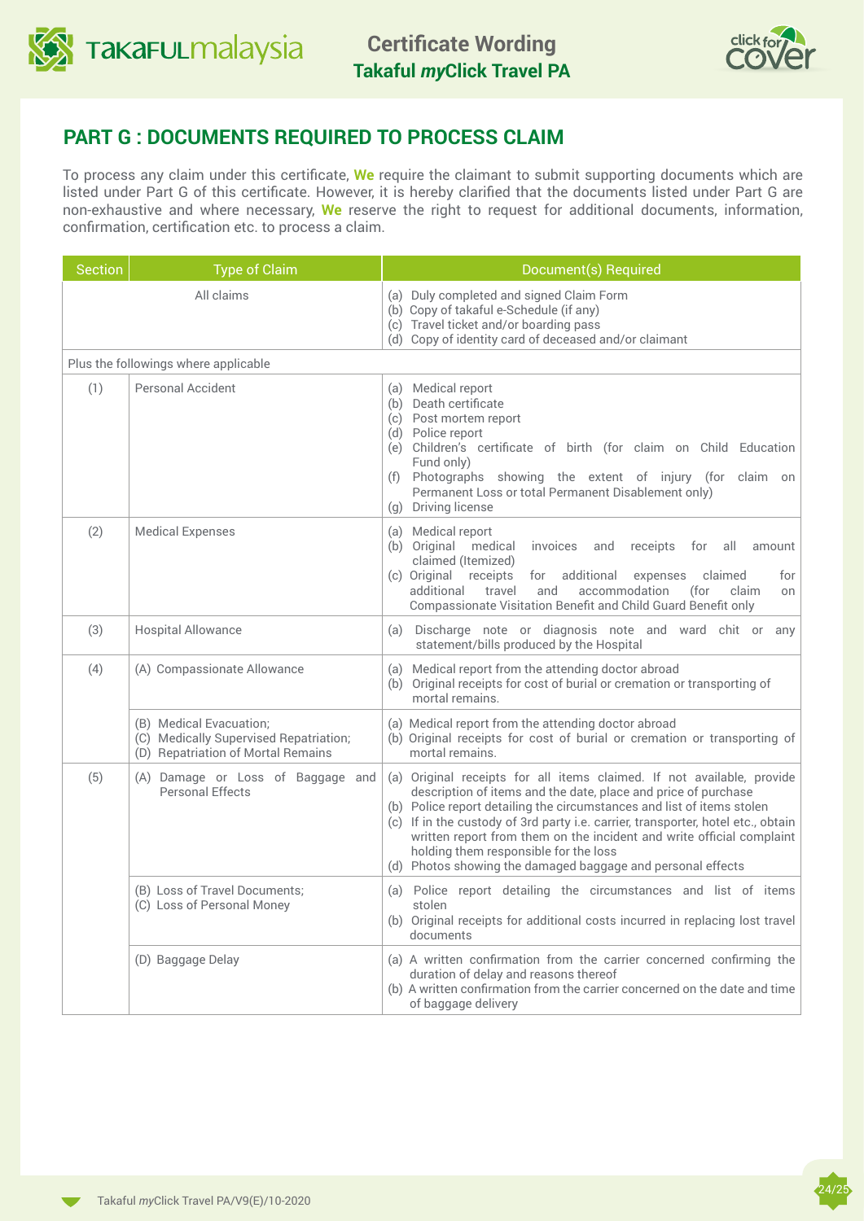## PART G : DOCUMENTS REQUIRED TO PROCESS CLAIM

To process any claim under this certificate, **We** require the claimant to submit supporting documents which are listed under Part G of this certificate. However, it is hereby clarified that the documents listed under Part G are non-exhaustive and where necessary, **We** reserve the right to request for additional documents, information, confirmation, certification etc. to process a claim.

| Section | Type of Claim | Document(s) Required |
|---|---|---|
| | All claims | (a) Duly completed and signed Claim Form<br>(b) Copy of takaful e-Schedule (if any)<br>(c) Travel ticket and/or boarding pass<br>(d) Copy of identity card of deceased and/or claimant |
| Plus the followings where applicable | | |
| (1) | Personal Accident | (a) Medical report<br>(b) Death certificate<br>(c) Post mortem report<br>(d) Police report<br>(e) Children's certificate of birth (for claim on Child Education Fund only)<br>(f) Photographs showing the extent of injury (for claim on Permanent Loss or total Permanent Disablement only)<br>(g) Driving license |
| (2) | Medical Expenses | (a) Medical report<br>(b) Original medical invoices and receipts for all amount claimed (Itemized)<br>(c) Original receipts for additional expenses claimed for additional travel and accommodation (for claim on Compassionate Visitation Benefit and Child Guard Benefit only |
| (3) | Hospital Allowance | (a) Discharge note or diagnosis note and ward chit or any statement/bills produced by the Hospital |
| (4) | (A) Compassionate Allowance | (a) Medical report from the attending doctor abroad<br>(b) Original receipts for cost of burial or cremation or transporting of mortal remains. |
| | (B) Medical Evacuation;<br>(C) Medically Supervised Repatriation;<br>(D) Repatriation of Mortal Remains | (a) Medical report from the attending doctor abroad<br>(b) Original receipts for cost of burial or cremation or transporting of mortal remains. |
| (5) | (A) Damage or Loss of Baggage and Personal Effects | (a) Original receipts for all items claimed. If not available, provide description of items and the date, place and price of purchase<br>(b) Police report detailing the circumstances and list of items stolen<br>(c) If in the custody of 3rd party i.e. carrier, transporter, hotel etc., obtain written report from them on the incident and write official complaint holding them responsible for the loss<br>(d) Photos showing the damaged baggage and personal effects |
| | (B) Loss of Travel Documents;<br>(C) Loss of Personal Money | (a) Police report detailing the circumstances and list of items stolen<br>(b) Original receipts for additional costs incurred in replacing lost travel documents |
| | (D) Baggage Delay | (a) A written confirmation from the carrier concerned confirming the duration of delay and reasons thereof<br>(b) A written confirmation from the carrier concerned on the date and time of baggage delivery |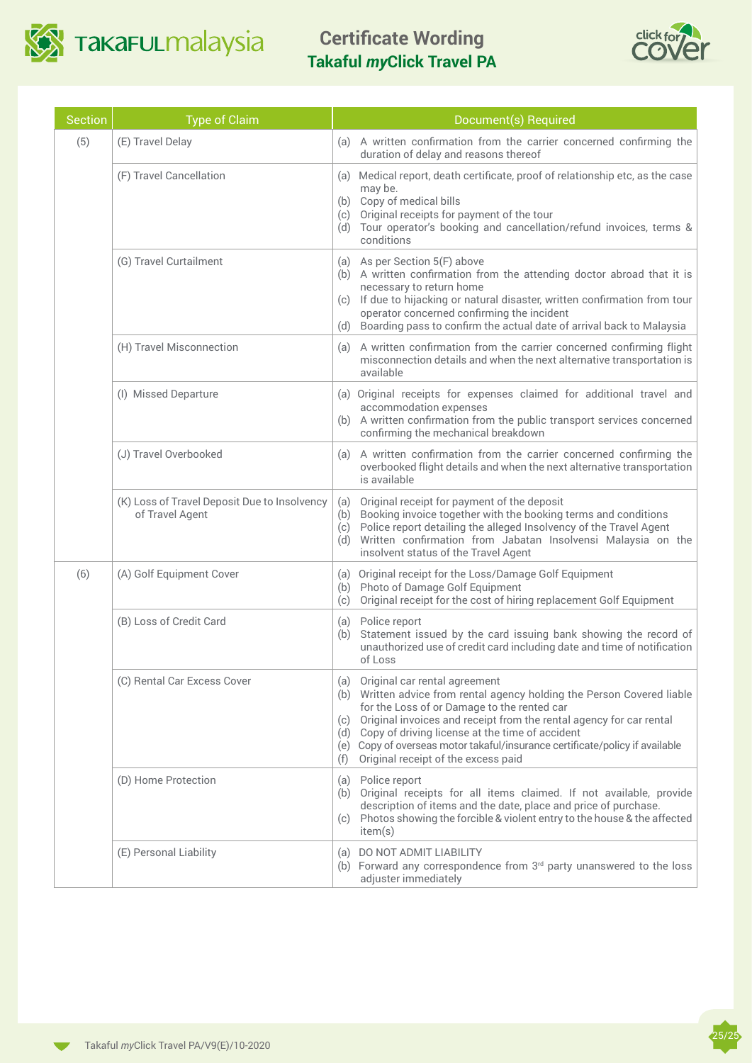| Section | Type of Claim | Document(s) Required |
|---|---|---|
| (5) | (E) Travel Delay | (a) A written confirmation from the carrier concerned confirming the duration of delay and reasons thereof |
| | (F) Travel Cancellation | (a) Medical report, death certificate, proof of relationship etc, as the case may be.<br>(b) Copy of medical bills<br>(c) Original receipts for payment of the tour<br>(d) Tour operator's booking and cancellation/refund invoices, terms & conditions |
| | (G) Travel Curtailment | (a) As per Section 5(F) above<br>(b) A written confirmation from the attending doctor abroad that it is necessary to return home<br>(c) If due to hijacking or natural disaster, written confirmation from tour operator concerned confirming the incident<br>(d) Boarding pass to confirm the actual date of arrival back to Malaysia |
| | (H) Travel Misconnection | (a) A written confirmation from the carrier concerned confirming flight misconnection details and when the next alternative transportation is available |
| | (I) Missed Departure | (a) Original receipts for expenses claimed for additional travel and accommodation expenses<br>(b) A written confirmation from the public transport services concerned confirming the mechanical breakdown |
| | (J) Travel Overbooked | (a) A written confirmation from the carrier concerned confirming the overbooked flight details and when the next alternative transportation is available |
| | (K) Loss of Travel Deposit Due to Insolvency of Travel Agent | (a) Original receipt for payment of the deposit<br>(b) Booking invoice together with the booking terms and conditions<br>(c) Police report detailing the alleged Insolvency of the Travel Agent<br>(d) Written confirmation from Jabatan Insolvensi Malaysia on the insolvent status of the Travel Agent |
| (6) | (A) Golf Equipment Cover | (a) Original receipt for the Loss/Damage Golf Equipment<br>(b) Photo of Damage Golf Equipment<br>(c) Original receipt for the cost of hiring replacement Golf Equipment |
| | (B) Loss of Credit Card | (a) Police report<br>(b) Statement issued by the card issuing bank showing the record of unauthorized use of credit card including date and time of notification of Loss |
| | (C) Rental Car Excess Cover | (a) Original car rental agreement<br>(b) Written advice from rental agency holding the Person Covered liable for the Loss of or Damage to the rented car<br>(c) Original invoices and receipt from the rental agency for car rental<br>(d) Copy of driving license at the time of accident<br>(e) Copy of overseas motor takaful/insurance certificate/policy if available<br>(f) Original receipt of the excess paid |
| | (D) Home Protection | (a) Police report<br>(b) Original receipts for all items claimed. If not available, provide description of items and the date, place and price of purchase.<br>(c) Photos showing the forcible & violent entry to the house & the affected item(s) |
| | (E) Personal Liability | (a) DO NOT ADMIT LIABILITY<br>(b) Forward any correspondence from 3rd party unanswered to the loss adjuster immediately |